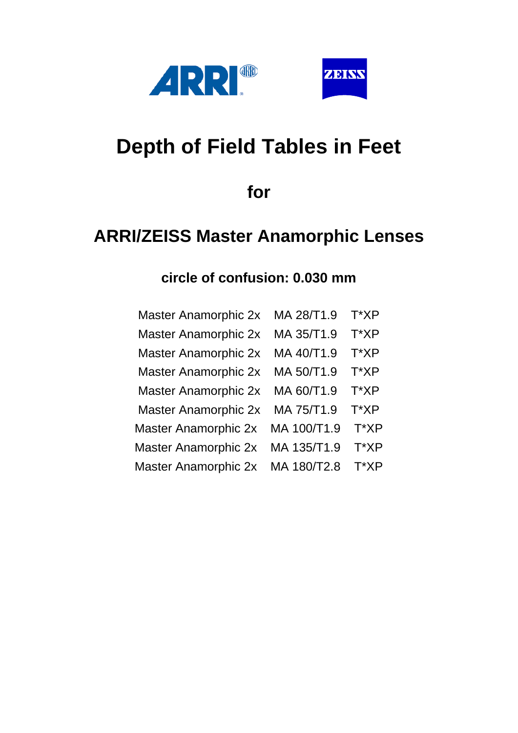ARRI ZEISS

# Depth of Field Tables in Feet

## for

## ARRI/ZEISS Master Anamorphic Lenses

### circle of confusion: 0.030 mm

Master Anamorphic 2x MA 28/T1.9 T*XP
Master Anamorphic 2x MA 35/T1.9 T*XP
Master Anamorphic 2x MA 40/T1.9 T*XP
Master Anamorphic 2x MA 50/T1.9 T*XP
Master Anamorphic 2x MA 60/T1.9 T*XP
Master Anamorphic 2x MA 75/T1.9 T*XP
Master Anamorphic 2x MA 100/T1.9 T*XP
Master Anamorphic 2x MA 135/T1.9 T*XP
Master Anamorphic 2x MA 180/T2.8 T*XP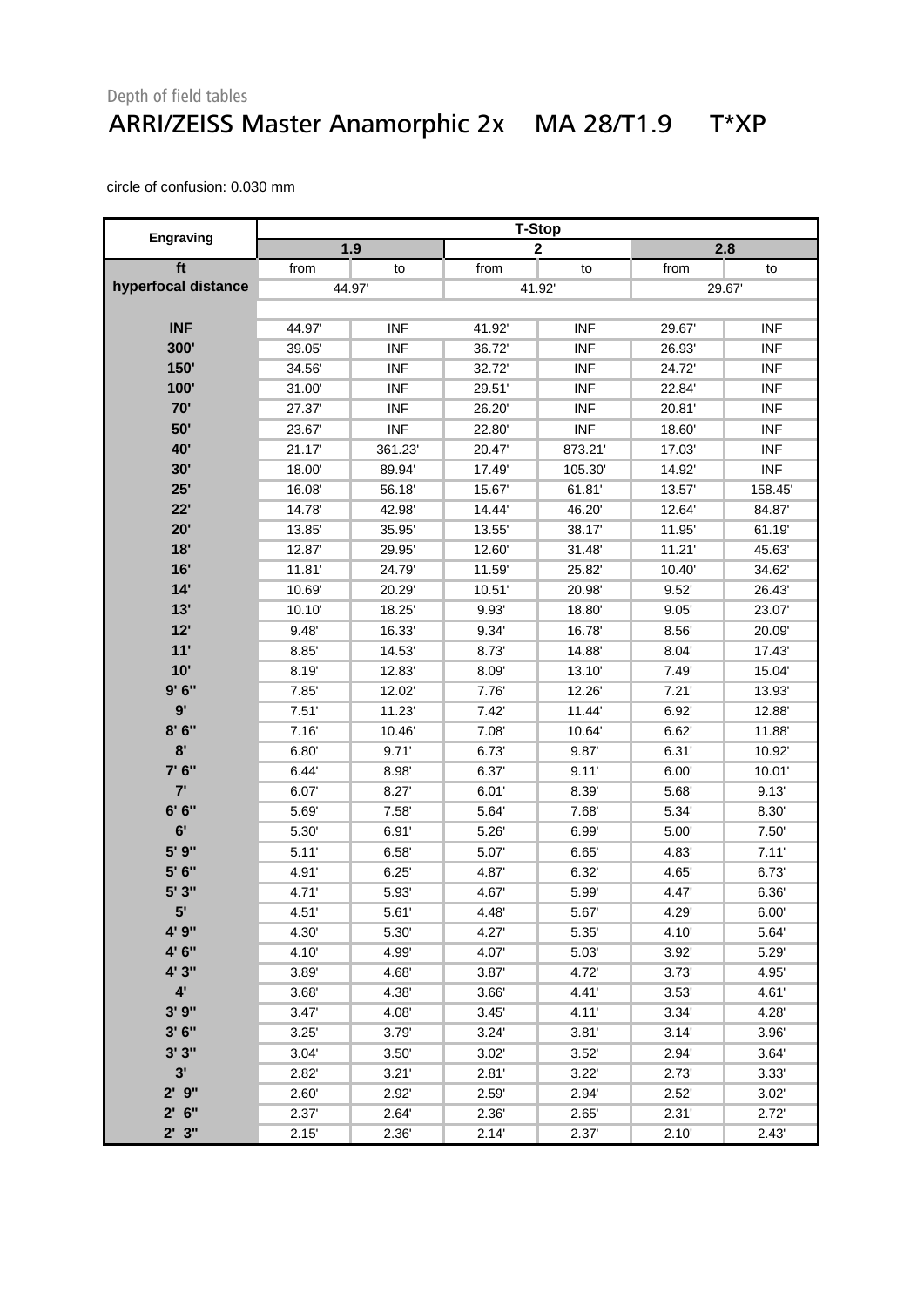Depth of field tables

# ARRI/ZEISS Master Anamorphic 2x MA 28/T1.9 T*XP

circle of confusion: 0.030 mm

| Engraving | T-Stop | | | | | |
|---|---|---|---|---|---|---|
| | 1.9 | | 2 | | 2.8 | |
| ft | from | to | from | to | from | to |
| hyperfocal distance | 44.97' | | 41.92' | | 29.67' | |
| INF | 44.97' | INF | 41.92' | INF | 29.67' | INF |
| 300' | 39.05' | INF | 36.72' | INF | 26.93' | INF |
| 150' | 34.56' | INF | 32.72' | INF | 24.72' | INF |
| 100' | 31.00' | INF | 29.51' | INF | 22.84' | INF |
| 70' | 27.37' | INF | 26.20' | INF | 20.81' | INF |
| 50' | 23.67' | INF | 22.80' | INF | 18.60' | INF |
| 40' | 21.17' | 361.23' | 20.47' | 873.21' | 17.03' | INF |
| 30' | 18.00' | 89.94' | 17.49' | 105.30' | 14.92' | INF |
| 25' | 16.08' | 56.18' | 15.67' | 61.81' | 13.57' | 158.45' |
| 22' | 14.78' | 42.98' | 14.44' | 46.20' | 12.64' | 84.87' |
| 20' | 13.85' | 35.95' | 13.55' | 38.17' | 11.95' | 61.19' |
| 18' | 12.87' | 29.95' | 12.60' | 31.48' | 11.21' | 45.63' |
| 16' | 11.81' | 24.79' | 11.59' | 25.82' | 10.40' | 34.62' |
| 14' | 10.69' | 20.29' | 10.51' | 20.98' | 9.52' | 26.43' |
| 13' | 10.10' | 18.25' | 9.93' | 18.80' | 9.05' | 23.07' |
| 12' | 9.48' | 16.33' | 9.34' | 16.78' | 8.56' | 20.09' |
| 11' | 8.85' | 14.53' | 8.73' | 14.88' | 8.04' | 17.43' |
| 10' | 8.19' | 12.83' | 8.09' | 13.10' | 7.49' | 15.04' |
| 9' 6" | 7.85' | 12.02' | 7.76' | 12.26' | 7.21' | 13.93' |
| 9' | 7.51' | 11.23' | 7.42' | 11.44' | 6.92' | 12.88' |
| 8' 6" | 7.16' | 10.46' | 7.08' | 10.64' | 6.62' | 11.88' |
| 8' | 6.80' | 9.71' | 6.73' | 9.87' | 6.31' | 10.92' |
| 7' 6" | 6.44' | 8.98' | 6.37' | 9.11' | 6.00' | 10.01' |
| 7' | 6.07' | 8.27' | 6.01' | 8.39' | 5.68' | 9.13' |
| 6' 6" | 5.69' | 7.58' | 5.64' | 7.68' | 5.34' | 8.30' |
| 6' | 5.30' | 6.91' | 5.26' | 6.99' | 5.00' | 7.50' |
| 5' 9" | 5.11' | 6.58' | 5.07' | 6.65' | 4.83' | 7.11' |
| 5' 6" | 4.91' | 6.25' | 4.87' | 6.32' | 4.65' | 6.73' |
| 5' 3" | 4.71' | 5.93' | 4.67' | 5.99' | 4.47' | 6.36' |
| 5' | 4.51' | 5.61' | 4.48' | 5.67' | 4.29' | 6.00' |
| 4' 9" | 4.30' | 5.30' | 4.27' | 5.35' | 4.10' | 5.64' |
| 4' 6" | 4.10' | 4.99' | 4.07' | 5.03' | 3.92' | 5.29' |
| 4' 3" | 3.89' | 4.68' | 3.87' | 4.72' | 3.73' | 4.95' |
| 4' | 3.68' | 4.38' | 3.66' | 4.41' | 3.53' | 4.61' |
| 3' 9" | 3.47' | 4.08' | 3.45' | 4.11' | 3.34' | 4.28' |
| 3' 6" | 3.25' | 3.79' | 3.24' | 3.81' | 3.14' | 3.96' |
| 3' 3" | 3.04' | 3.50' | 3.02' | 3.52' | 2.94' | 3.64' |
| 3' | 2.82' | 3.21' | 2.81' | 3.22' | 2.73' | 3.33' |
| 2' 9" | 2.60' | 2.92' | 2.59' | 2.94' | 2.52' | 3.02' |
| 2' 6" | 2.37' | 2.64' | 2.36' | 2.65' | 2.31' | 2.72' |
| 2' 3" | 2.15' | 2.36' | 2.14' | 2.37' | 2.10' | 2.43' |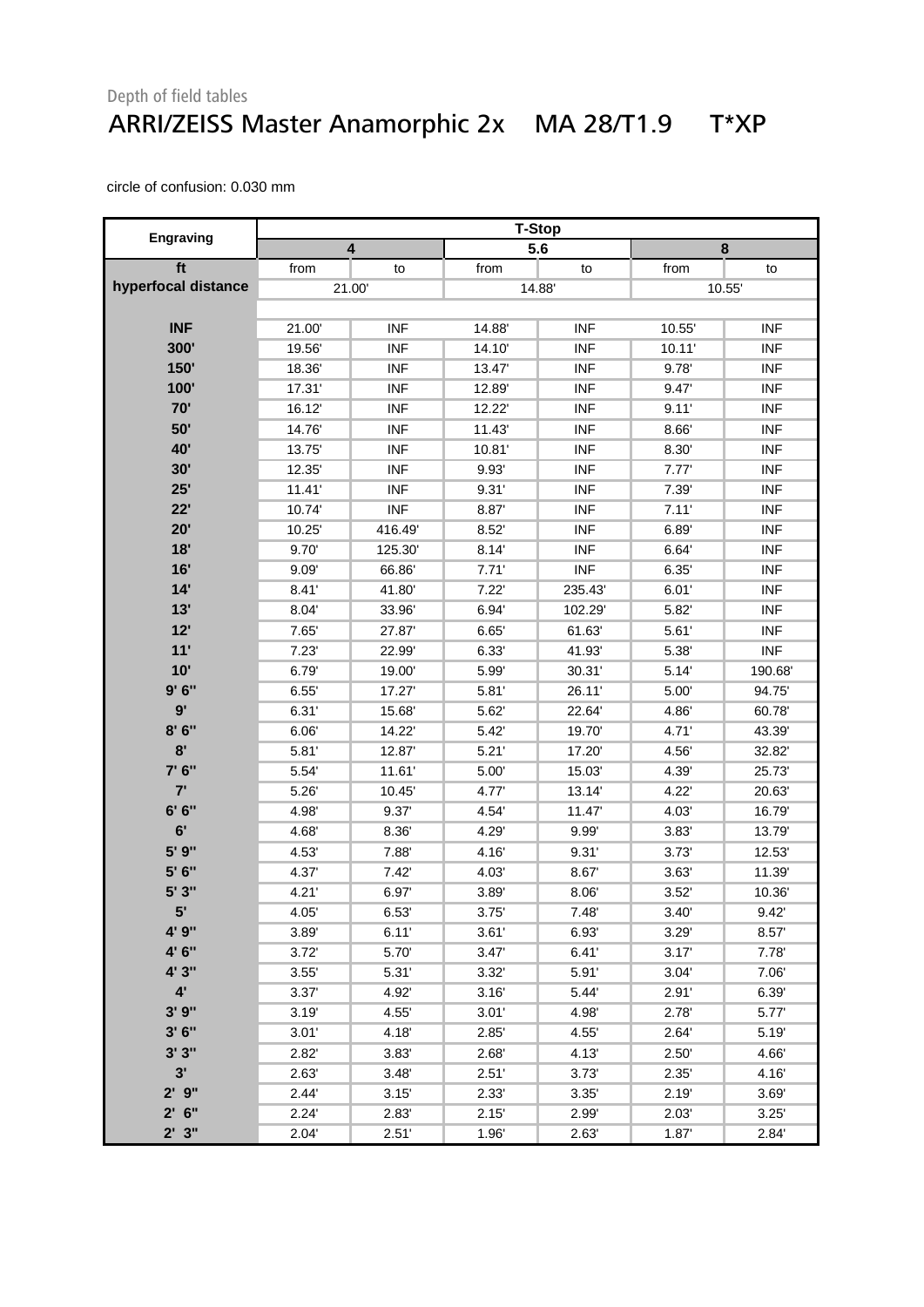Depth of field tables

# ARRI/ZEISS Master Anamorphic 2x MA 28/T1.9 T*XP

circle of confusion: 0.030 mm

| Engraving | T-Stop | | | | | |
|---|---|---|---|---|---|---|
| | 4 | | 5.6 | | 8 | |
| ft | from | to | from | to | from | to |
| hyperfocal distance | 21.00' | | 14.88' | | 10.55' | |
| INF | 21.00' | INF | 14.88' | INF | 10.55' | INF |
| 300' | 19.56' | INF | 14.10' | INF | 10.11' | INF |
| 150' | 18.36' | INF | 13.47' | INF | 9.78' | INF |
| 100' | 17.31' | INF | 12.89' | INF | 9.47' | INF |
| 70' | 16.12' | INF | 12.22' | INF | 9.11' | INF |
| 50' | 14.76' | INF | 11.43' | INF | 8.66' | INF |
| 40' | 13.75' | INF | 10.81' | INF | 8.30' | INF |
| 30' | 12.35' | INF | 9.93' | INF | 7.77' | INF |
| 25' | 11.41' | INF | 9.31' | INF | 7.39' | INF |
| 22' | 10.74' | INF | 8.87' | INF | 7.11' | INF |
| 20' | 10.25' | 416.49' | 8.52' | INF | 6.89' | INF |
| 18' | 9.70' | 125.30' | 8.14' | INF | 6.64' | INF |
| 16' | 9.09' | 66.86' | 7.71' | INF | 6.35' | INF |
| 14' | 8.41' | 41.80' | 7.22' | 235.43' | 6.01' | INF |
| 13' | 8.04' | 33.96' | 6.94' | 102.29' | 5.82' | INF |
| 12' | 7.65' | 27.87' | 6.65' | 61.63' | 5.61' | INF |
| 11' | 7.23' | 22.99' | 6.33' | 41.93' | 5.38' | INF |
| 10' | 6.79' | 19.00' | 5.99' | 30.31' | 5.14' | 190.68' |
| 9' 6" | 6.55' | 17.27' | 5.81' | 26.11' | 5.00' | 94.75' |
| 9' | 6.31' | 15.68' | 5.62' | 22.64' | 4.86' | 60.78' |
| 8' 6" | 6.06' | 14.22' | 5.42' | 19.70' | 4.71' | 43.39' |
| 8' | 5.81' | 12.87' | 5.21' | 17.20' | 4.56' | 32.82' |
| 7' 6" | 5.54' | 11.61' | 5.00' | 15.03' | 4.39' | 25.73' |
| 7' | 5.26' | 10.45' | 4.77' | 13.14' | 4.22' | 20.63' |
| 6' 6" | 4.98' | 9.37' | 4.54' | 11.47' | 4.03' | 16.79' |
| 6' | 4.68' | 8.36' | 4.29' | 9.99' | 3.83' | 13.79' |
| 5' 9" | 4.53' | 7.88' | 4.16' | 9.31' | 3.73' | 12.53' |
| 5' 6" | 4.37' | 7.42' | 4.03' | 8.67' | 3.63' | 11.39' |
| 5' 3" | 4.21' | 6.97' | 3.89' | 8.06' | 3.52' | 10.36' |
| 5' | 4.05' | 6.53' | 3.75' | 7.48' | 3.40' | 9.42' |
| 4' 9" | 3.89' | 6.11' | 3.61' | 6.93' | 3.29' | 8.57' |
| 4' 6" | 3.72' | 5.70' | 3.47' | 6.41' | 3.17' | 7.78' |
| 4' 3" | 3.55' | 5.31' | 3.32' | 5.91' | 3.04' | 7.06' |
| 4' | 3.37' | 4.92' | 3.16' | 5.44' | 2.91' | 6.39' |
| 3' 9" | 3.19' | 4.55' | 3.01' | 4.98' | 2.78' | 5.77' |
| 3' 6" | 3.01' | 4.18' | 2.85' | 4.55' | 2.64' | 5.19' |
| 3' 3" | 2.82' | 3.83' | 2.68' | 4.13' | 2.50' | 4.66' |
| 3' | 2.63' | 3.48' | 2.51' | 3.73' | 2.35' | 4.16' |
| 2' 9" | 2.44' | 3.15' | 2.33' | 3.35' | 2.19' | 3.69' |
| 2' 6" | 2.24' | 2.83' | 2.15' | 2.99' | 2.03' | 3.25' |
| 2' 3" | 2.04' | 2.51' | 1.96' | 2.63' | 1.87' | 2.84' |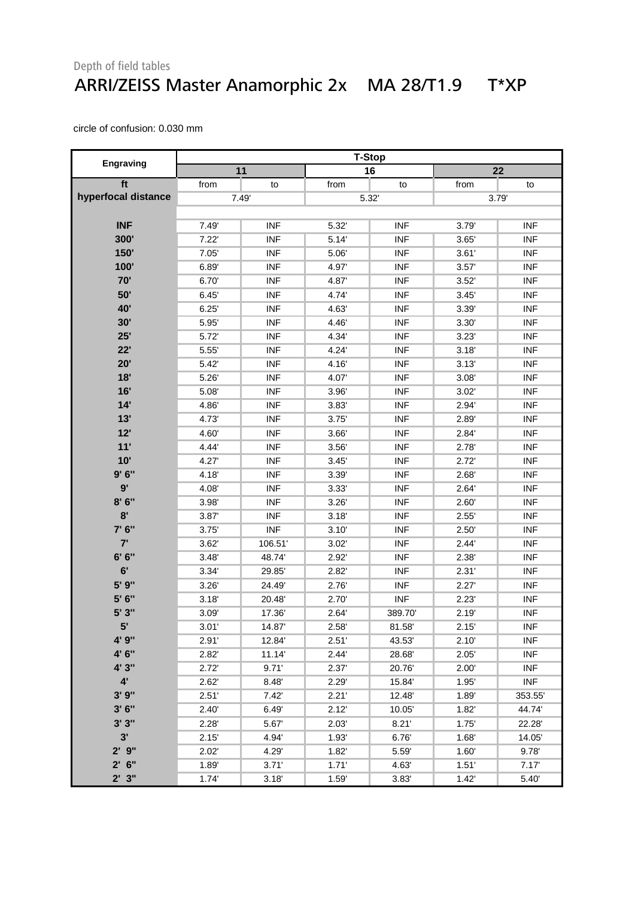Depth of field tables

# ARRI/ZEISS Master Anamorphic 2x    MA 28/T1.9    T*XP

circle of confusion: 0.030 mm

| Engraving | T-Stop | | | | | |
|---|---|---|---|---|---|---|
| | 11 | | 16 | | 22 | |
| ft | from | to | from | to | from | to |
| hyperfocal distance | 7.49' | | 5.32' | | 3.79' | |
| INF | 7.49' | INF | 5.32' | INF | 3.79' | INF |
| 300' | 7.22' | INF | 5.14' | INF | 3.65' | INF |
| 150' | 7.05' | INF | 5.06' | INF | 3.61' | INF |
| 100' | 6.89' | INF | 4.97' | INF | 3.57' | INF |
| 70' | 6.70' | INF | 4.87' | INF | 3.52' | INF |
| 50' | 6.45' | INF | 4.74' | INF | 3.45' | INF |
| 40' | 6.25' | INF | 4.63' | INF | 3.39' | INF |
| 30' | 5.95' | INF | 4.46' | INF | 3.30' | INF |
| 25' | 5.72' | INF | 4.34' | INF | 3.23' | INF |
| 22' | 5.55' | INF | 4.24' | INF | 3.18' | INF |
| 20' | 5.42' | INF | 4.16' | INF | 3.13' | INF |
| 18' | 5.26' | INF | 4.07' | INF | 3.08' | INF |
| 16' | 5.08' | INF | 3.96' | INF | 3.02' | INF |
| 14' | 4.86' | INF | 3.83' | INF | 2.94' | INF |
| 13' | 4.73' | INF | 3.75' | INF | 2.89' | INF |
| 12' | 4.60' | INF | 3.66' | INF | 2.84' | INF |
| 11' | 4.44' | INF | 3.56' | INF | 2.78' | INF |
| 10' | 4.27' | INF | 3.45' | INF | 2.72' | INF |
| 9' 6" | 4.18' | INF | 3.39' | INF | 2.68' | INF |
| 9' | 4.08' | INF | 3.33' | INF | 2.64' | INF |
| 8' 6" | 3.98' | INF | 3.26' | INF | 2.60' | INF |
| 8' | 3.87' | INF | 3.18' | INF | 2.55' | INF |
| 7' 6" | 3.75' | INF | 3.10' | INF | 2.50' | INF |
| 7' | 3.62' | 106.51' | 3.02' | INF | 2.44' | INF |
| 6' 6" | 3.48' | 48.74' | 2.92' | INF | 2.38' | INF |
| 6' | 3.34' | 29.85' | 2.82' | INF | 2.31' | INF |
| 5' 9" | 3.26' | 24.49' | 2.76' | INF | 2.27' | INF |
| 5' 6" | 3.18' | 20.48' | 2.70' | INF | 2.23' | INF |
| 5' 3" | 3.09' | 17.36' | 2.64' | 389.70' | 2.19' | INF |
| 5' | 3.01' | 14.87' | 2.58' | 81.58' | 2.15' | INF |
| 4' 9" | 2.91' | 12.84' | 2.51' | 43.53' | 2.10' | INF |
| 4' 6" | 2.82' | 11.14' | 2.44' | 28.68' | 2.05' | INF |
| 4' 3" | 2.72' | 9.71' | 2.37' | 20.76' | 2.00' | INF |
| 4' | 2.62' | 8.48' | 2.29' | 15.84' | 1.95' | INF |
| 3' 9" | 2.51' | 7.42' | 2.21' | 12.48' | 1.89' | 353.55' |
| 3' 6" | 2.40' | 6.49' | 2.12' | 10.05' | 1.82' | 44.74' |
| 3' 3" | 2.28' | 5.67' | 2.03' | 8.21' | 1.75' | 22.28' |
| 3' | 2.15' | 4.94' | 1.93' | 6.76' | 1.68' | 14.05' |
| 2' 9" | 2.02' | 4.29' | 1.82' | 5.59' | 1.60' | 9.78' |
| 2' 6" | 1.89' | 3.71' | 1.71' | 4.63' | 1.51' | 7.17' |
| 2' 3" | 1.74' | 3.18' | 1.59' | 3.83' | 1.42' | 5.40' |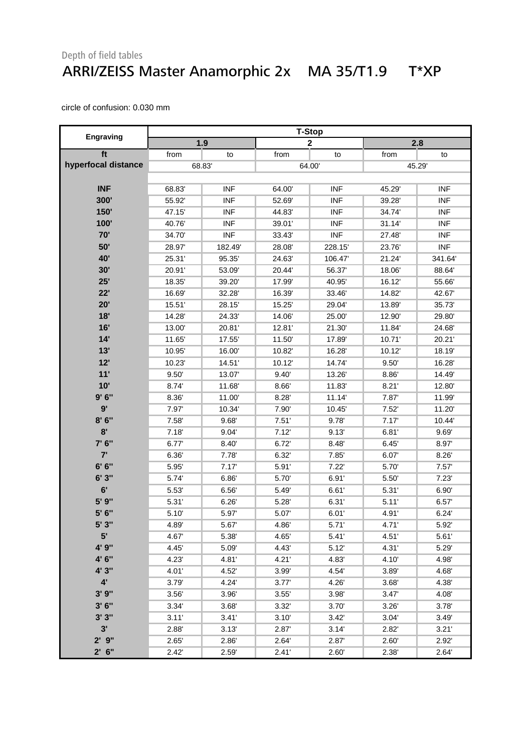Depth of field tables

# ARRI/ZEISS Master Anamorphic 2x MA 35/T1.9 T*XP

circle of confusion: 0.030 mm

| Engraving | T-Stop | | | | | |
|---|---|---|---|---|---|---|
| | 1.9 | | 2 | | 2.8 | |
| ft | from | to | from | to | from | to |
| hyperfocal distance | 68.83' | | 64.00' | | 45.29' | |
| INF | 68.83' | INF | 64.00' | INF | 45.29' | INF |
| 300' | 55.92' | INF | 52.69' | INF | 39.28' | INF |
| 150' | 47.15' | INF | 44.83' | INF | 34.74' | INF |
| 100' | 40.76' | INF | 39.01' | INF | 31.14' | INF |
| 70' | 34.70' | INF | 33.43' | INF | 27.48' | INF |
| 50' | 28.97' | 182.49' | 28.08' | 228.15' | 23.76' | INF |
| 40' | 25.31' | 95.35' | 24.63' | 106.47' | 21.24' | 341.64' |
| 30' | 20.91' | 53.09' | 20.44' | 56.37' | 18.06' | 88.64' |
| 25' | 18.35' | 39.20' | 17.99' | 40.95' | 16.12' | 55.66' |
| 22' | 16.69' | 32.28' | 16.39' | 33.46' | 14.82' | 42.67' |
| 20' | 15.51' | 28.15' | 15.25' | 29.04' | 13.89' | 35.73' |
| 18' | 14.28' | 24.33' | 14.06' | 25.00' | 12.90' | 29.80' |
| 16' | 13.00' | 20.81' | 12.81' | 21.30' | 11.84' | 24.68' |
| 14' | 11.65' | 17.55' | 11.50' | 17.89' | 10.71' | 20.21' |
| 13' | 10.95' | 16.00' | 10.82' | 16.28' | 10.12' | 18.19' |
| 12' | 10.23' | 14.51' | 10.12' | 14.74' | 9.50' | 16.28' |
| 11' | 9.50' | 13.07' | 9.40' | 13.26' | 8.86' | 14.49' |
| 10' | 8.74' | 11.68' | 8.66' | 11.83' | 8.21' | 12.80' |
| 9' 6" | 8.36' | 11.00' | 8.28' | 11.14' | 7.87' | 11.99' |
| 9' | 7.97' | 10.34' | 7.90' | 10.45' | 7.52' | 11.20' |
| 8' 6" | 7.58' | 9.68' | 7.51' | 9.78' | 7.17' | 10.44' |
| 8' | 7.18' | 9.04' | 7.12' | 9.13' | 6.81' | 9.69' |
| 7' 6" | 6.77' | 8.40' | 6.72' | 8.48' | 6.45' | 8.97' |
| 7' | 6.36' | 7.78' | 6.32' | 7.85' | 6.07' | 8.26' |
| 6' 6" | 5.95' | 7.17' | 5.91' | 7.22' | 5.70' | 7.57' |
| 6' 3" | 5.74' | 6.86' | 5.70' | 6.91' | 5.50' | 7.23' |
| 6' | 5.53' | 6.56' | 5.49' | 6.61' | 5.31' | 6.90' |
| 5' 9" | 5.31' | 6.26' | 5.28' | 6.31' | 5.11' | 6.57' |
| 5' 6" | 5.10' | 5.97' | 5.07' | 6.01' | 4.91' | 6.24' |
| 5' 3" | 4.89' | 5.67' | 4.86' | 5.71' | 4.71' | 5.92' |
| 5' | 4.67' | 5.38' | 4.65' | 5.41' | 4.51' | 5.61' |
| 4' 9" | 4.45' | 5.09' | 4.43' | 5.12' | 4.31' | 5.29' |
| 4' 6" | 4.23' | 4.81' | 4.21' | 4.83' | 4.10' | 4.98' |
| 4' 3" | 4.01' | 4.52' | 3.99' | 4.54' | 3.89' | 4.68' |
| 4' | 3.79' | 4.24' | 3.77' | 4.26' | 3.68' | 4.38' |
| 3' 9" | 3.56' | 3.96' | 3.55' | 3.98' | 3.47' | 4.08' |
| 3' 6" | 3.34' | 3.68' | 3.32' | 3.70' | 3.26' | 3.78' |
| 3' 3" | 3.11' | 3.41' | 3.10' | 3.42' | 3.04' | 3.49' |
| 3' | 2.88' | 3.13' | 2.87' | 3.14' | 2.82' | 3.21' |
| 2' 9" | 2.65' | 2.86' | 2.64' | 2.87' | 2.60' | 2.92' |
| 2' 6" | 2.42' | 2.59' | 2.41' | 2.60' | 2.38' | 2.64' |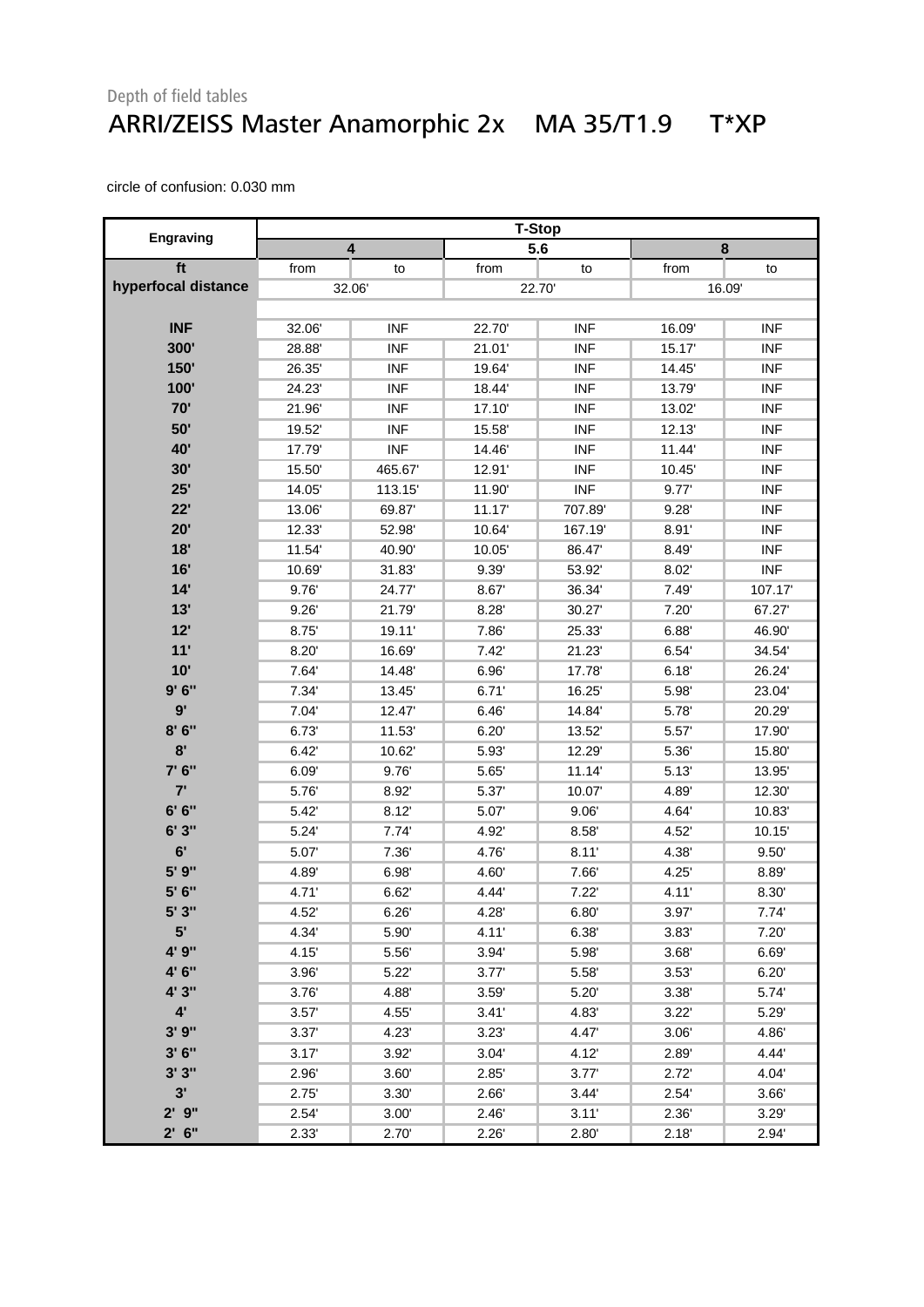Depth of field tables

# ARRI/ZEISS Master Anamorphic 2x    MA 35/T1.9    T*XP

circle of confusion: 0.030 mm

| Engraving | T-Stop | | | | | |
|---|---|---|---|---|---|---|
| | 4 | | 5.6 | | 8 | |
| ft | from | to | from | to | from | to |
| hyperfocal distance | 32.06' | | 22.70' | | 16.09' | |
| INF | 32.06' | INF | 22.70' | INF | 16.09' | INF |
| 300' | 28.88' | INF | 21.01' | INF | 15.17' | INF |
| 150' | 26.35' | INF | 19.64' | INF | 14.45' | INF |
| 100' | 24.23' | INF | 18.44' | INF | 13.79' | INF |
| 70' | 21.96' | INF | 17.10' | INF | 13.02' | INF |
| 50' | 19.52' | INF | 15.58' | INF | 12.13' | INF |
| 40' | 17.79' | INF | 14.46' | INF | 11.44' | INF |
| 30' | 15.50' | 465.67' | 12.91' | INF | 10.45' | INF |
| 25' | 14.05' | 113.15' | 11.90' | INF | 9.77' | INF |
| 22' | 13.06' | 69.87' | 11.17' | 707.89' | 9.28' | INF |
| 20' | 12.33' | 52.98' | 10.64' | 167.19' | 8.91' | INF |
| 18' | 11.54' | 40.90' | 10.05' | 86.47' | 8.49' | INF |
| 16' | 10.69' | 31.83' | 9.39' | 53.92' | 8.02' | INF |
| 14' | 9.76' | 24.77' | 8.67' | 36.34' | 7.49' | 107.17' |
| 13' | 9.26' | 21.79' | 8.28' | 30.27' | 7.20' | 67.27' |
| 12' | 8.75' | 19.11' | 7.86' | 25.33' | 6.88' | 46.90' |
| 11' | 8.20' | 16.69' | 7.42' | 21.23' | 6.54' | 34.54' |
| 10' | 7.64' | 14.48' | 6.96' | 17.78' | 6.18' | 26.24' |
| 9' 6" | 7.34' | 13.45' | 6.71' | 16.25' | 5.98' | 23.04' |
| 9' | 7.04' | 12.47' | 6.46' | 14.84' | 5.78' | 20.29' |
| 8' 6" | 6.73' | 11.53' | 6.20' | 13.52' | 5.57' | 17.90' |
| 8' | 6.42' | 10.62' | 5.93' | 12.29' | 5.36' | 15.80' |
| 7' 6" | 6.09' | 9.76' | 5.65' | 11.14' | 5.13' | 13.95' |
| 7' | 5.76' | 8.92' | 5.37' | 10.07' | 4.89' | 12.30' |
| 6' 6" | 5.42' | 8.12' | 5.07' | 9.06' | 4.64' | 10.83' |
| 6' 3" | 5.24' | 7.74' | 4.92' | 8.58' | 4.52' | 10.15' |
| 6' | 5.07' | 7.36' | 4.76' | 8.11' | 4.38' | 9.50' |
| 5' 9" | 4.89' | 6.98' | 4.60' | 7.66' | 4.25' | 8.89' |
| 5' 6" | 4.71' | 6.62' | 4.44' | 7.22' | 4.11' | 8.30' |
| 5' 3" | 4.52' | 6.26' | 4.28' | 6.80' | 3.97' | 7.74' |
| 5' | 4.34' | 5.90' | 4.11' | 6.38' | 3.83' | 7.20' |
| 4' 9" | 4.15' | 5.56' | 3.94' | 5.98' | 3.68' | 6.69' |
| 4' 6" | 3.96' | 5.22' | 3.77' | 5.58' | 3.53' | 6.20' |
| 4' 3" | 3.76' | 4.88' | 3.59' | 5.20' | 3.38' | 5.74' |
| 4' | 3.57' | 4.55' | 3.41' | 4.83' | 3.22' | 5.29' |
| 3' 9" | 3.37' | 4.23' | 3.23' | 4.47' | 3.06' | 4.86' |
| 3' 6" | 3.17' | 3.92' | 3.04' | 4.12' | 2.89' | 4.44' |
| 3' 3" | 2.96' | 3.60' | 2.85' | 3.77' | 2.72' | 4.04' |
| 3' | 2.75' | 3.30' | 2.66' | 3.44' | 2.54' | 3.66' |
| 2' 9" | 2.54' | 3.00' | 2.46' | 3.11' | 2.36' | 3.29' |
| 2' 6" | 2.33' | 2.70' | 2.26' | 2.80' | 2.18' | 2.94' |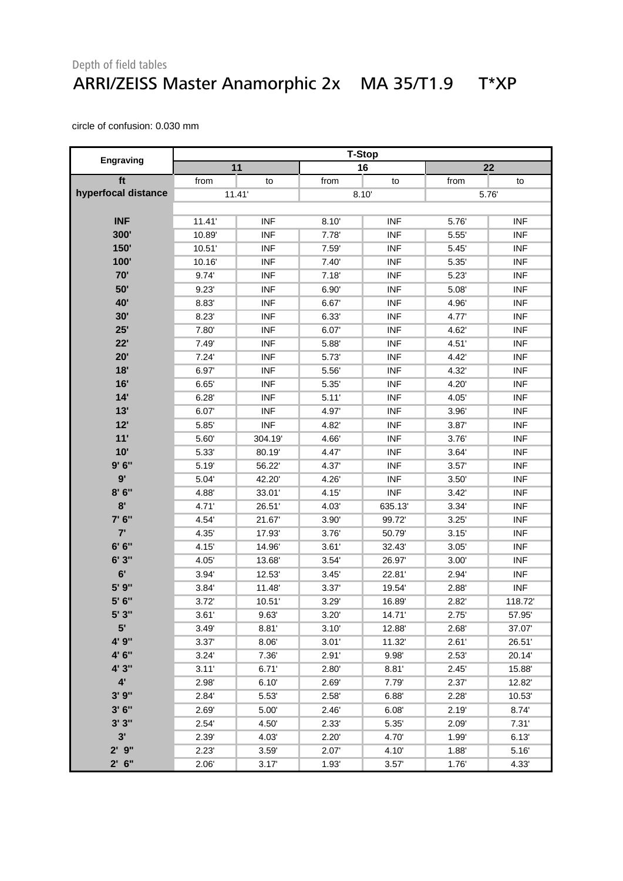Depth of field tables

# ARRI/ZEISS Master Anamorphic 2x    MA 35/T1.9    T*XP

circle of confusion: 0.030 mm

| Engraving | T-Stop | | | | | |
|---|---|---|---|---|---|---|
| | 11 | | 16 | | 22 | |
| ft | from | to | from | to | from | to |
| hyperfocal distance | 11.41' | | 8.10' | | 5.76' | |
| INF | 11.41' | INF | 8.10' | INF | 5.76' | INF |
| 300' | 10.89' | INF | 7.78' | INF | 5.55' | INF |
| 150' | 10.51' | INF | 7.59' | INF | 5.45' | INF |
| 100' | 10.16' | INF | 7.40' | INF | 5.35' | INF |
| 70' | 9.74' | INF | 7.18' | INF | 5.23' | INF |
| 50' | 9.23' | INF | 6.90' | INF | 5.08' | INF |
| 40' | 8.83' | INF | 6.67' | INF | 4.96' | INF |
| 30' | 8.23' | INF | 6.33' | INF | 4.77' | INF |
| 25' | 7.80' | INF | 6.07' | INF | 4.62' | INF |
| 22' | 7.49' | INF | 5.88' | INF | 4.51' | INF |
| 20' | 7.24' | INF | 5.73' | INF | 4.42' | INF |
| 18' | 6.97' | INF | 5.56' | INF | 4.32' | INF |
| 16' | 6.65' | INF | 5.35' | INF | 4.20' | INF |
| 14' | 6.28' | INF | 5.11' | INF | 4.05' | INF |
| 13' | 6.07' | INF | 4.97' | INF | 3.96' | INF |
| 12' | 5.85' | INF | 4.82' | INF | 3.87' | INF |
| 11' | 5.60' | 304.19' | 4.66' | INF | 3.76' | INF |
| 10' | 5.33' | 80.19' | 4.47' | INF | 3.64' | INF |
| 9' 6" | 5.19' | 56.22' | 4.37' | INF | 3.57' | INF |
| 9' | 5.04' | 42.20' | 4.26' | INF | 3.50' | INF |
| 8' 6" | 4.88' | 33.01' | 4.15' | INF | 3.42' | INF |
| 8' | 4.71' | 26.51' | 4.03' | 635.13' | 3.34' | INF |
| 7' 6" | 4.54' | 21.67' | 3.90' | 99.72' | 3.25' | INF |
| 7' | 4.35' | 17.93' | 3.76' | 50.79' | 3.15' | INF |
| 6' 6" | 4.15' | 14.96' | 3.61' | 32.43' | 3.05' | INF |
| 6' 3" | 4.05' | 13.68' | 3.54' | 26.97' | 3.00' | INF |
| 6' | 3.94' | 12.53' | 3.45' | 22.81' | 2.94' | INF |
| 5' 9" | 3.84' | 11.48' | 3.37' | 19.54' | 2.88' | INF |
| 5' 6" | 3.72' | 10.51' | 3.29' | 16.89' | 2.82' | 118.72' |
| 5' 3" | 3.61' | 9.63' | 3.20' | 14.71' | 2.75' | 57.95' |
| 5' | 3.49' | 8.81' | 3.10' | 12.88' | 2.68' | 37.07' |
| 4' 9" | 3.37' | 8.06' | 3.01' | 11.32' | 2.61' | 26.51' |
| 4' 6" | 3.24' | 7.36' | 2.91' | 9.98' | 2.53' | 20.14' |
| 4' 3" | 3.11' | 6.71' | 2.80' | 8.81' | 2.45' | 15.88' |
| 4' | 2.98' | 6.10' | 2.69' | 7.79' | 2.37' | 12.82' |
| 3' 9" | 2.84' | 5.53' | 2.58' | 6.88' | 2.28' | 10.53' |
| 3' 6" | 2.69' | 5.00' | 2.46' | 6.08' | 2.19' | 8.74' |
| 3' 3" | 2.54' | 4.50' | 2.33' | 5.35' | 2.09' | 7.31' |
| 3' | 2.39' | 4.03' | 2.20' | 4.70' | 1.99' | 6.13' |
| 2' 9" | 2.23' | 3.59' | 2.07' | 4.10' | 1.88' | 5.16' |
| 2' 6" | 2.06' | 3.17' | 1.93' | 3.57' | 1.76' | 4.33' |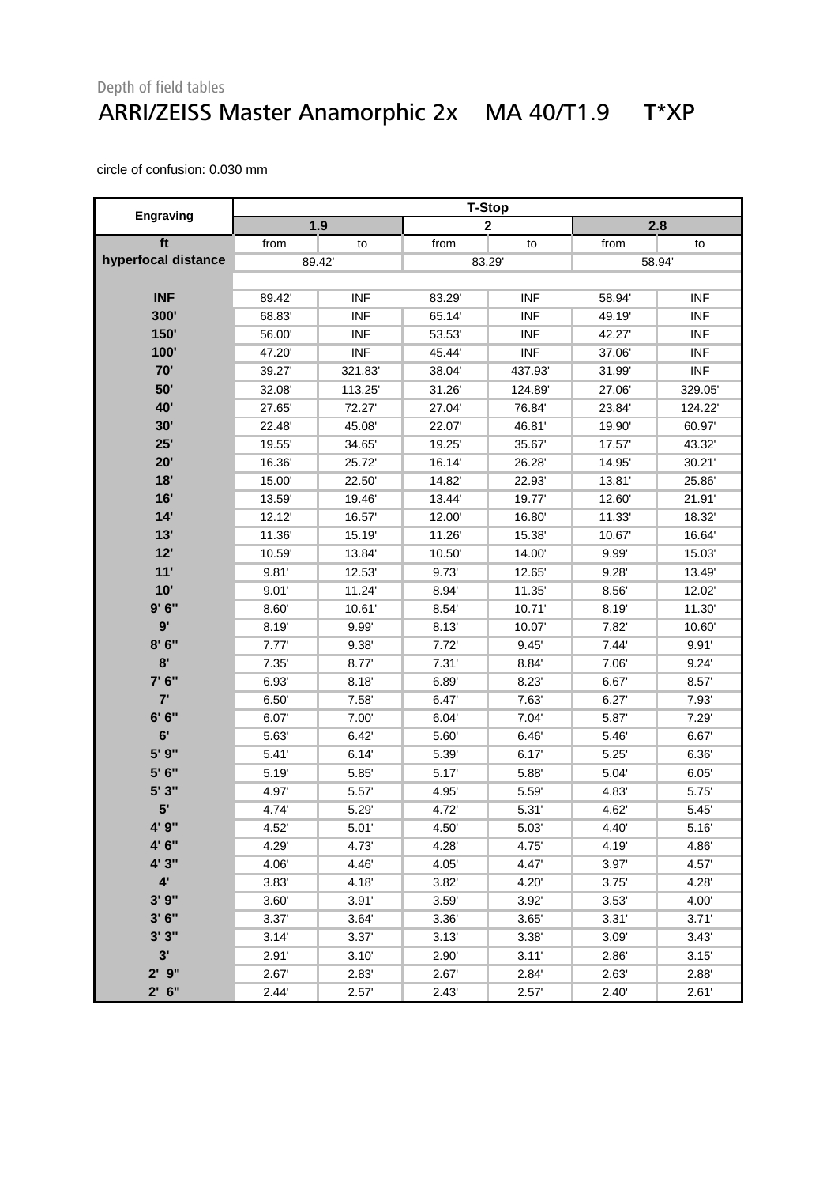Depth of field tables

# ARRI/ZEISS Master Anamorphic 2x    MA 40/T1.9    T*XP

circle of confusion: 0.030 mm

| Engraving | T-Stop | | | | | |
|---|---|---|---|---|---|---|
| | 1.9 | | 2 | | 2.8 | |
| ft | from | to | from | to | from | to |
| hyperfocal distance | 89.42' | | 83.29' | | 58.94' | |
| INF | 89.42' | INF | 83.29' | INF | 58.94' | INF |
| 300' | 68.83' | INF | 65.14' | INF | 49.19' | INF |
| 150' | 56.00' | INF | 53.53' | INF | 42.27' | INF |
| 100' | 47.20' | INF | 45.44' | INF | 37.06' | INF |
| 70' | 39.27' | 321.83' | 38.04' | 437.93' | 31.99' | INF |
| 50' | 32.08' | 113.25' | 31.26' | 124.89' | 27.06' | 329.05' |
| 40' | 27.65' | 72.27' | 27.04' | 76.84' | 23.84' | 124.22' |
| 30' | 22.48' | 45.08' | 22.07' | 46.81' | 19.90' | 60.97' |
| 25' | 19.55' | 34.65' | 19.25' | 35.67' | 17.57' | 43.32' |
| 20' | 16.36' | 25.72' | 16.14' | 26.28' | 14.95' | 30.21' |
| 18' | 15.00' | 22.50' | 14.82' | 22.93' | 13.81' | 25.86' |
| 16' | 13.59' | 19.46' | 13.44' | 19.77' | 12.60' | 21.91' |
| 14' | 12.12' | 16.57' | 12.00' | 16.80' | 11.33' | 18.32' |
| 13' | 11.36' | 15.19' | 11.26' | 15.38' | 10.67' | 16.64' |
| 12' | 10.59' | 13.84' | 10.50' | 14.00' | 9.99' | 15.03' |
| 11' | 9.81' | 12.53' | 9.73' | 12.65' | 9.28' | 13.49' |
| 10' | 9.01' | 11.24' | 8.94' | 11.35' | 8.56' | 12.02' |
| 9' 6" | 8.60' | 10.61' | 8.54' | 10.71' | 8.19' | 11.30' |
| 9' | 8.19' | 9.99' | 8.13' | 10.07' | 7.82' | 10.60' |
| 8' 6" | 7.77' | 9.38' | 7.72' | 9.45' | 7.44' | 9.91' |
| 8' | 7.35' | 8.77' | 7.31' | 8.84' | 7.06' | 9.24' |
| 7' 6" | 6.93' | 8.18' | 6.89' | 8.23' | 6.67' | 8.57' |
| 7' | 6.50' | 7.58' | 6.47' | 7.63' | 6.27' | 7.93' |
| 6' 6" | 6.07' | 7.00' | 6.04' | 7.04' | 5.87' | 7.29' |
| 6' | 5.63' | 6.42' | 5.60' | 6.46' | 5.46' | 6.67' |
| 5' 9" | 5.41' | 6.14' | 5.39' | 6.17' | 5.25' | 6.36' |
| 5' 6" | 5.19' | 5.85' | 5.17' | 5.88' | 5.04' | 6.05' |
| 5' 3" | 4.97' | 5.57' | 4.95' | 5.59' | 4.83' | 5.75' |
| 5' | 4.74' | 5.29' | 4.72' | 5.31' | 4.62' | 5.45' |
| 4' 9" | 4.52' | 5.01' | 4.50' | 5.03' | 4.40' | 5.16' |
| 4' 6" | 4.29' | 4.73' | 4.28' | 4.75' | 4.19' | 4.86' |
| 4' 3" | 4.06' | 4.46' | 4.05' | 4.47' | 3.97' | 4.57' |
| 4' | 3.83' | 4.18' | 3.82' | 4.20' | 3.75' | 4.28' |
| 3' 9" | 3.60' | 3.91' | 3.59' | 3.92' | 3.53' | 4.00' |
| 3' 6" | 3.37' | 3.64' | 3.36' | 3.65' | 3.31' | 3.71' |
| 3' 3" | 3.14' | 3.37' | 3.13' | 3.38' | 3.09' | 3.43' |
| 3' | 2.91' | 3.10' | 2.90' | 3.11' | 2.86' | 3.15' |
| 2' 9" | 2.67' | 2.83' | 2.67' | 2.84' | 2.63' | 2.88' |
| 2' 6" | 2.44' | 2.57' | 2.43' | 2.57' | 2.40' | 2.61' |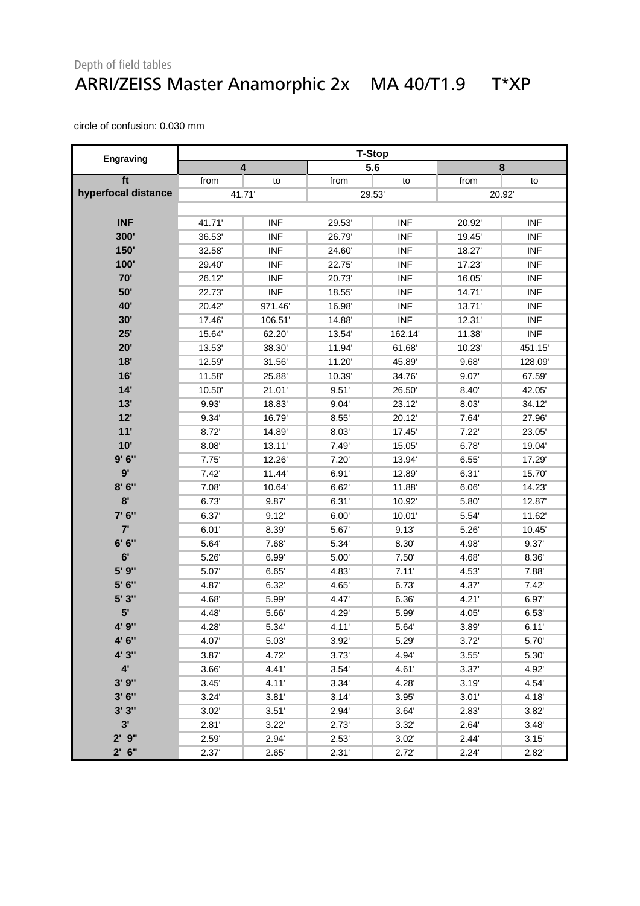Depth of field tables

# ARRI/ZEISS Master Anamorphic 2x MA 40/T1.9 T*XP

circle of confusion: 0.030 mm

| Engraving | T-Stop | | | | | |
|---|---|---|---|---|---|---|
| | 4 | | 5.6 | | 8 | |
| ft | from | to | from | to | from | to |
| hyperfocal distance | 41.71' | | 29.53' | | 20.92' | |
| INF | 41.71' | INF | 29.53' | INF | 20.92' | INF |
| 300' | 36.53' | INF | 26.79' | INF | 19.45' | INF |
| 150' | 32.58' | INF | 24.60' | INF | 18.27' | INF |
| 100' | 29.40' | INF | 22.75' | INF | 17.23' | INF |
| 70' | 26.12' | INF | 20.73' | INF | 16.05' | INF |
| 50' | 22.73' | INF | 18.55' | INF | 14.71' | INF |
| 40' | 20.42' | 971.46' | 16.98' | INF | 13.71' | INF |
| 30' | 17.46' | 106.51' | 14.88' | INF | 12.31' | INF |
| 25' | 15.64' | 62.20' | 13.54' | 162.14' | 11.38' | INF |
| 20' | 13.53' | 38.30' | 11.94' | 61.68' | 10.23' | 451.15' |
| 18' | 12.59' | 31.56' | 11.20' | 45.89' | 9.68' | 128.09' |
| 16' | 11.58' | 25.88' | 10.39' | 34.76' | 9.07' | 67.59' |
| 14' | 10.50' | 21.01' | 9.51' | 26.50' | 8.40' | 42.05' |
| 13' | 9.93' | 18.83' | 9.04' | 23.12' | 8.03' | 34.12' |
| 12' | 9.34' | 16.79' | 8.55' | 20.12' | 7.64' | 27.96' |
| 11' | 8.72' | 14.89' | 8.03' | 17.45' | 7.22' | 23.05' |
| 10' | 8.08' | 13.11' | 7.49' | 15.05' | 6.78' | 19.04' |
| 9' 6" | 7.75' | 12.26' | 7.20' | 13.94' | 6.55' | 17.29' |
| 9' | 7.42' | 11.44' | 6.91' | 12.89' | 6.31' | 15.70' |
| 8' 6" | 7.08' | 10.64' | 6.62' | 11.88' | 6.06' | 14.23' |
| 8' | 6.73' | 9.87' | 6.31' | 10.92' | 5.80' | 12.87' |
| 7' 6" | 6.37' | 9.12' | 6.00' | 10.01' | 5.54' | 11.62' |
| 7' | 6.01' | 8.39' | 5.67' | 9.13' | 5.26' | 10.45' |
| 6' 6" | 5.64' | 7.68' | 5.34' | 8.30' | 4.98' | 9.37' |
| 6' | 5.26' | 6.99' | 5.00' | 7.50' | 4.68' | 8.36' |
| 5' 9" | 5.07' | 6.65' | 4.83' | 7.11' | 4.53' | 7.88' |
| 5' 6" | 4.87' | 6.32' | 4.65' | 6.73' | 4.37' | 7.42' |
| 5' 3" | 4.68' | 5.99' | 4.47' | 6.36' | 4.21' | 6.97' |
| 5' | 4.48' | 5.66' | 4.29' | 5.99' | 4.05' | 6.53' |
| 4' 9" | 4.28' | 5.34' | 4.11' | 5.64' | 3.89' | 6.11' |
| 4' 6" | 4.07' | 5.03' | 3.92' | 5.29' | 3.72' | 5.70' |
| 4' 3" | 3.87' | 4.72' | 3.73' | 4.94' | 3.55' | 5.30' |
| 4' | 3.66' | 4.41' | 3.54' | 4.61' | 3.37' | 4.92' |
| 3' 9" | 3.45' | 4.11' | 3.34' | 4.28' | 3.19' | 4.54' |
| 3' 6" | 3.24' | 3.81' | 3.14' | 3.95' | 3.01' | 4.18' |
| 3' 3" | 3.02' | 3.51' | 2.94' | 3.64' | 2.83' | 3.82' |
| 3' | 2.81' | 3.22' | 2.73' | 3.32' | 2.64' | 3.48' |
| 2' 9" | 2.59' | 2.94' | 2.53' | 3.02' | 2.44' | 3.15' |
| 2' 6" | 2.37' | 2.65' | 2.31' | 2.72' | 2.24' | 2.82' |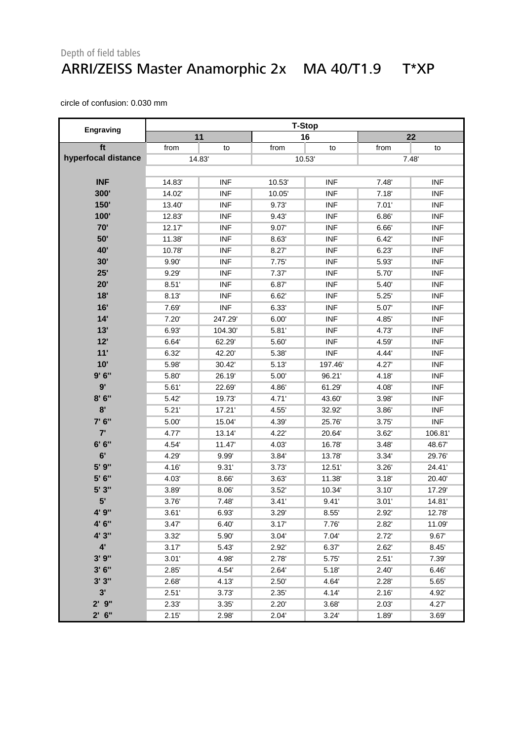Depth of field tables

# ARRI/ZEISS Master Anamorphic 2x MA 40/T1.9 T*XP

circle of confusion: 0.030 mm

| Engraving | T-Stop | | | | | |
|---|---|---|---|---|---|---|
| | 11 | | 16 | | 22 | |
| ft | from | to | from | to | from | to |
| hyperfocal distance | 14.83' | | 10.53' | | 7.48' | |
| INF | 14.83' | INF | 10.53' | INF | 7.48' | INF |
| 300' | 14.02' | INF | 10.05' | INF | 7.18' | INF |
| 150' | 13.40' | INF | 9.73' | INF | 7.01' | INF |
| 100' | 12.83' | INF | 9.43' | INF | 6.86' | INF |
| 70' | 12.17' | INF | 9.07' | INF | 6.66' | INF |
| 50' | 11.38' | INF | 8.63' | INF | 6.42' | INF |
| 40' | 10.78' | INF | 8.27' | INF | 6.23' | INF |
| 30' | 9.90' | INF | 7.75' | INF | 5.93' | INF |
| 25' | 9.29' | INF | 7.37' | INF | 5.70' | INF |
| 20' | 8.51' | INF | 6.87' | INF | 5.40' | INF |
| 18' | 8.13' | INF | 6.62' | INF | 5.25' | INF |
| 16' | 7.69' | INF | 6.33' | INF | 5.07' | INF |
| 14' | 7.20' | 247.29' | 6.00' | INF | 4.85' | INF |
| 13' | 6.93' | 104.30' | 5.81' | INF | 4.73' | INF |
| 12' | 6.64' | 62.29' | 5.60' | INF | 4.59' | INF |
| 11' | 6.32' | 42.20' | 5.38' | INF | 4.44' | INF |
| 10' | 5.98' | 30.42' | 5.13' | 197.46' | 4.27' | INF |
| 9' 6" | 5.80' | 26.19' | 5.00' | 96.21' | 4.18' | INF |
| 9' | 5.61' | 22.69' | 4.86' | 61.29' | 4.08' | INF |
| 8' 6" | 5.42' | 19.73' | 4.71' | 43.60' | 3.98' | INF |
| 8' | 5.21' | 17.21' | 4.55' | 32.92' | 3.86' | INF |
| 7' 6" | 5.00' | 15.04' | 4.39' | 25.76' | 3.75' | INF |
| 7' | 4.77' | 13.14' | 4.22' | 20.64' | 3.62' | 106.81' |
| 6' 6" | 4.54' | 11.47' | 4.03' | 16.78' | 3.48' | 48.67' |
| 6' | 4.29' | 9.99' | 3.84' | 13.78' | 3.34' | 29.76' |
| 5' 9" | 4.16' | 9.31' | 3.73' | 12.51' | 3.26' | 24.41' |
| 5' 6" | 4.03' | 8.66' | 3.63' | 11.38' | 3.18' | 20.40' |
| 5' 3" | 3.89' | 8.06' | 3.52' | 10.34' | 3.10' | 17.29' |
| 5' | 3.76' | 7.48' | 3.41' | 9.41' | 3.01' | 14.81' |
| 4' 9" | 3.61' | 6.93' | 3.29' | 8.55' | 2.92' | 12.78' |
| 4' 6" | 3.47' | 6.40' | 3.17' | 7.76' | 2.82' | 11.09' |
| 4' 3" | 3.32' | 5.90' | 3.04' | 7.04' | 2.72' | 9.67' |
| 4' | 3.17' | 5.43' | 2.92' | 6.37' | 2.62' | 8.45' |
| 3' 9" | 3.01' | 4.98' | 2.78' | 5.75' | 2.51' | 7.39' |
| 3' 6" | 2.85' | 4.54' | 2.64' | 5.18' | 2.40' | 6.46' |
| 3' 3" | 2.68' | 4.13' | 2.50' | 4.64' | 2.28' | 5.65' |
| 3' | 2.51' | 3.73' | 2.35' | 4.14' | 2.16' | 4.92' |
| 2' 9" | 2.33' | 3.35' | 2.20' | 3.68' | 2.03' | 4.27' |
| 2' 6" | 2.15' | 2.98' | 2.04' | 3.24' | 1.89' | 3.69' |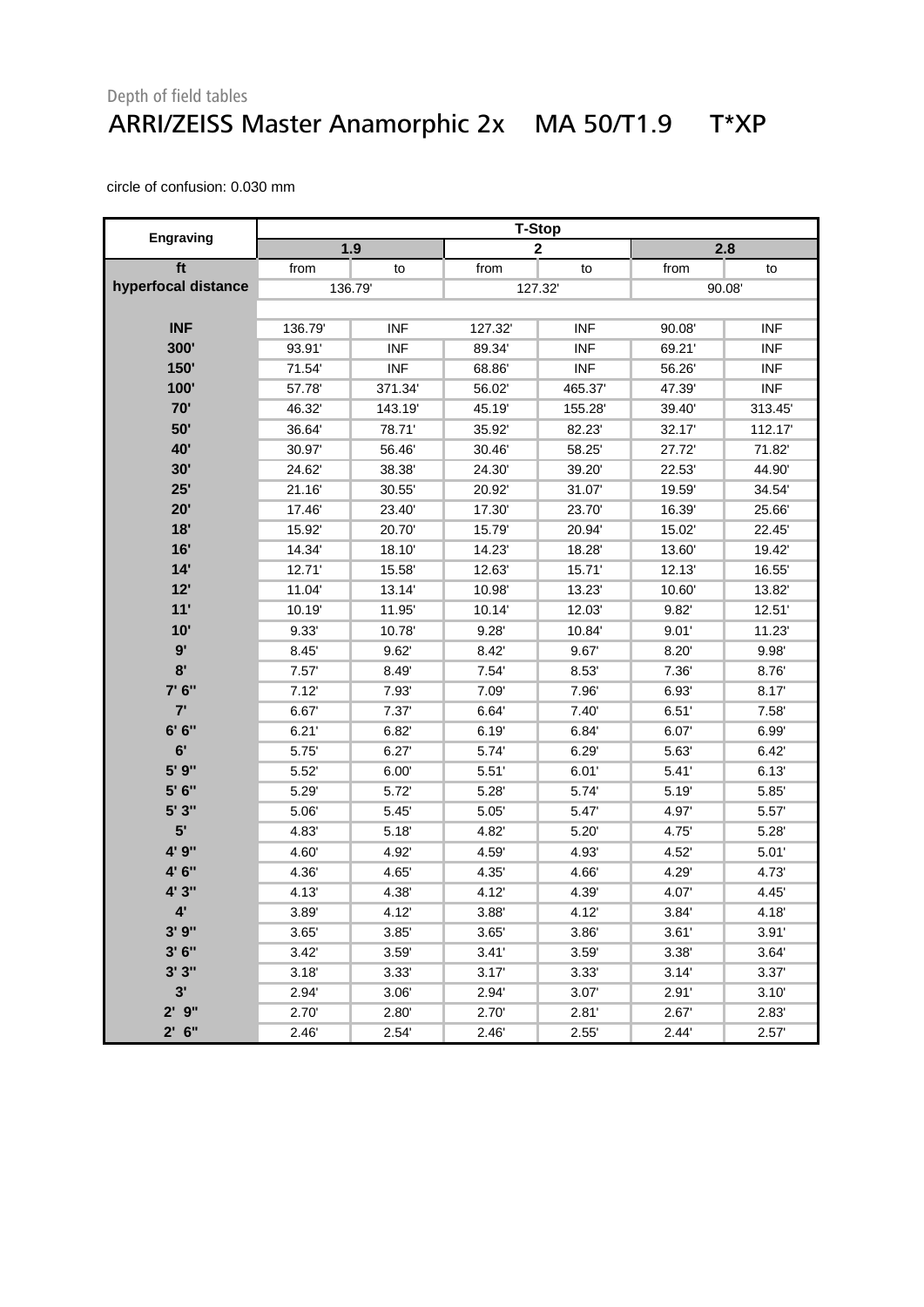Depth of field tables

# ARRI/ZEISS Master Anamorphic 2x MA 50/T1.9 T*XP

circle of confusion: 0.030 mm

| Engraving | T-Stop | | | | | |
|---|---|---|---|---|---|---|
| | 1.9 | | 2 | | 2.8 | |
| ft | from | to | from | to | from | to |
| hyperfocal distance | 136.79' | | 127.32' | | 90.08' | |
| INF | 136.79' | INF | 127.32' | INF | 90.08' | INF |
| 300' | 93.91' | INF | 89.34' | INF | 69.21' | INF |
| 150' | 71.54' | INF | 68.86' | INF | 56.26' | INF |
| 100' | 57.78' | 371.34' | 56.02' | 465.37' | 47.39' | INF |
| 70' | 46.32' | 143.19' | 45.19' | 155.28' | 39.40' | 313.45' |
| 50' | 36.64' | 78.71' | 35.92' | 82.23' | 32.17' | 112.17' |
| 40' | 30.97' | 56.46' | 30.46' | 58.25' | 27.72' | 71.82' |
| 30' | 24.62' | 38.38' | 24.30' | 39.20' | 22.53' | 44.90' |
| 25' | 21.16' | 30.55' | 20.92' | 31.07' | 19.59' | 34.54' |
| 20' | 17.46' | 23.40' | 17.30' | 23.70' | 16.39' | 25.66' |
| 18' | 15.92' | 20.70' | 15.79' | 20.94' | 15.02' | 22.45' |
| 16' | 14.34' | 18.10' | 14.23' | 18.28' | 13.60' | 19.42' |
| 14' | 12.71' | 15.58' | 12.63' | 15.71' | 12.13' | 16.55' |
| 12' | 11.04' | 13.14' | 10.98' | 13.23' | 10.60' | 13.82' |
| 11' | 10.19' | 11.95' | 10.14' | 12.03' | 9.82' | 12.51' |
| 10' | 9.33' | 10.78' | 9.28' | 10.84' | 9.01' | 11.23' |
| 9' | 8.45' | 9.62' | 8.42' | 9.67' | 8.20' | 9.98' |
| 8' | 7.57' | 8.49' | 7.54' | 8.53' | 7.36' | 8.76' |
| 7' 6" | 7.12' | 7.93' | 7.09' | 7.96' | 6.93' | 8.17' |
| 7' | 6.67' | 7.37' | 6.64' | 7.40' | 6.51' | 7.58' |
| 6' 6" | 6.21' | 6.82' | 6.19' | 6.84' | 6.07' | 6.99' |
| 6' | 5.75' | 6.27' | 5.74' | 6.29' | 5.63' | 6.42' |
| 5' 9" | 5.52' | 6.00' | 5.51' | 6.01' | 5.41' | 6.13' |
| 5' 6" | 5.29' | 5.72' | 5.28' | 5.74' | 5.19' | 5.85' |
| 5' 3" | 5.06' | 5.45' | 5.05' | 5.47' | 4.97' | 5.57' |
| 5' | 4.83' | 5.18' | 4.82' | 5.20' | 4.75' | 5.28' |
| 4' 9" | 4.60' | 4.92' | 4.59' | 4.93' | 4.52' | 5.01' |
| 4' 6" | 4.36' | 4.65' | 4.35' | 4.66' | 4.29' | 4.73' |
| 4' 3" | 4.13' | 4.38' | 4.12' | 4.39' | 4.07' | 4.45' |
| 4' | 3.89' | 4.12' | 3.88' | 4.12' | 3.84' | 4.18' |
| 3' 9" | 3.65' | 3.85' | 3.65' | 3.86' | 3.61' | 3.91' |
| 3' 6" | 3.42' | 3.59' | 3.41' | 3.59' | 3.38' | 3.64' |
| 3' 3" | 3.18' | 3.33' | 3.17' | 3.33' | 3.14' | 3.37' |
| 3' | 2.94' | 3.06' | 2.94' | 3.07' | 2.91' | 3.10' |
| 2' 9" | 2.70' | 2.80' | 2.70' | 2.81' | 2.67' | 2.83' |
| 2' 6" | 2.46' | 2.54' | 2.46' | 2.55' | 2.44' | 2.57' |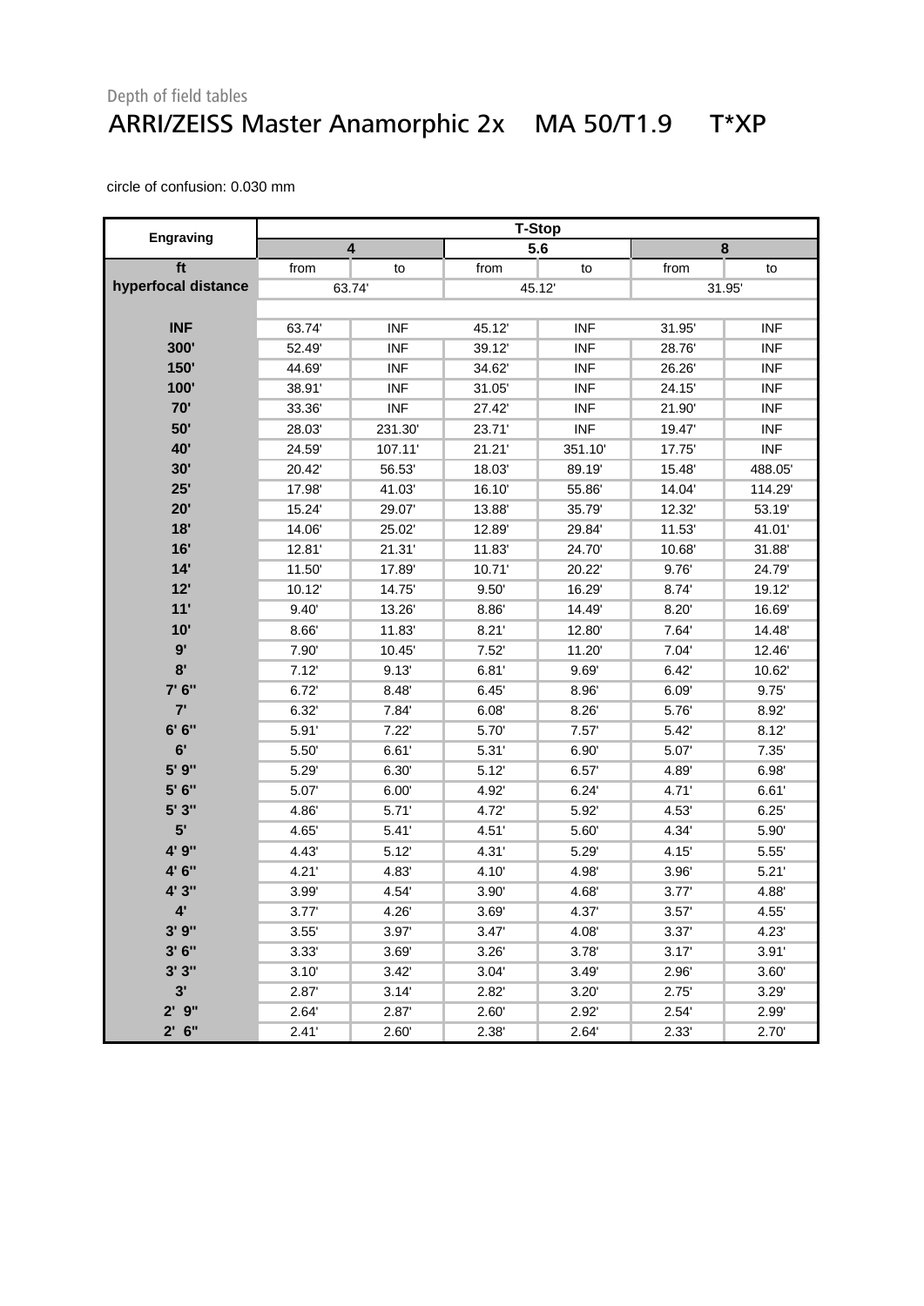Depth of field tables

# ARRI/ZEISS Master Anamorphic 2x MA 50/T1.9 T*XP

circle of confusion: 0.030 mm

| Engraving | T-Stop | | | | | |
|---|---|---|---|---|---|---|
| | 4 | | 5.6 | | 8 | |
| ft | from | to | from | to | from | to |
| hyperfocal distance | 63.74' | | 45.12' | | 31.95' | |
| INF | 63.74' | INF | 45.12' | INF | 31.95' | INF |
| 300' | 52.49' | INF | 39.12' | INF | 28.76' | INF |
| 150' | 44.69' | INF | 34.62' | INF | 26.26' | INF |
| 100' | 38.91' | INF | 31.05' | INF | 24.15' | INF |
| 70' | 33.36' | INF | 27.42' | INF | 21.90' | INF |
| 50' | 28.03' | 231.30' | 23.71' | INF | 19.47' | INF |
| 40' | 24.59' | 107.11' | 21.21' | 351.10' | 17.75' | INF |
| 30' | 20.42' | 56.53' | 18.03' | 89.19' | 15.48' | 488.05' |
| 25' | 17.98' | 41.03' | 16.10' | 55.86' | 14.04' | 114.29' |
| 20' | 15.24' | 29.07' | 13.88' | 35.79' | 12.32' | 53.19' |
| 18' | 14.06' | 25.02' | 12.89' | 29.84' | 11.53' | 41.01' |
| 16' | 12.81' | 21.31' | 11.83' | 24.70' | 10.68' | 31.88' |
| 14' | 11.50' | 17.89' | 10.71' | 20.22' | 9.76' | 24.79' |
| 12' | 10.12' | 14.75' | 9.50' | 16.29' | 8.74' | 19.12' |
| 11' | 9.40' | 13.26' | 8.86' | 14.49' | 8.20' | 16.69' |
| 10' | 8.66' | 11.83' | 8.21' | 12.80' | 7.64' | 14.48' |
| 9' | 7.90' | 10.45' | 7.52' | 11.20' | 7.04' | 12.46' |
| 8' | 7.12' | 9.13' | 6.81' | 9.69' | 6.42' | 10.62' |
| 7' 6" | 6.72' | 8.48' | 6.45' | 8.96' | 6.09' | 9.75' |
| 7' | 6.32' | 7.84' | 6.08' | 8.26' | 5.76' | 8.92' |
| 6' 6" | 5.91' | 7.22' | 5.70' | 7.57' | 5.42' | 8.12' |
| 6' | 5.50' | 6.61' | 5.31' | 6.90' | 5.07' | 7.35' |
| 5' 9" | 5.29' | 6.30' | 5.12' | 6.57' | 4.89' | 6.98' |
| 5' 6" | 5.07' | 6.00' | 4.92' | 6.24' | 4.71' | 6.61' |
| 5' 3" | 4.86' | 5.71' | 4.72' | 5.92' | 4.53' | 6.25' |
| 5' | 4.65' | 5.41' | 4.51' | 5.60' | 4.34' | 5.90' |
| 4' 9" | 4.43' | 5.12' | 4.31' | 5.29' | 4.15' | 5.55' |
| 4' 6" | 4.21' | 4.83' | 4.10' | 4.98' | 3.96' | 5.21' |
| 4' 3" | 3.99' | 4.54' | 3.90' | 4.68' | 3.77' | 4.88' |
| 4' | 3.77' | 4.26' | 3.69' | 4.37' | 3.57' | 4.55' |
| 3' 9" | 3.55' | 3.97' | 3.47' | 4.08' | 3.37' | 4.23' |
| 3' 6" | 3.33' | 3.69' | 3.26' | 3.78' | 3.17' | 3.91' |
| 3' 3" | 3.10' | 3.42' | 3.04' | 3.49' | 2.96' | 3.60' |
| 3' | 2.87' | 3.14' | 2.82' | 3.20' | 2.75' | 3.29' |
| 2' 9" | 2.64' | 2.87' | 2.60' | 2.92' | 2.54' | 2.99' |
| 2' 6" | 2.41' | 2.60' | 2.38' | 2.64' | 2.33' | 2.70' |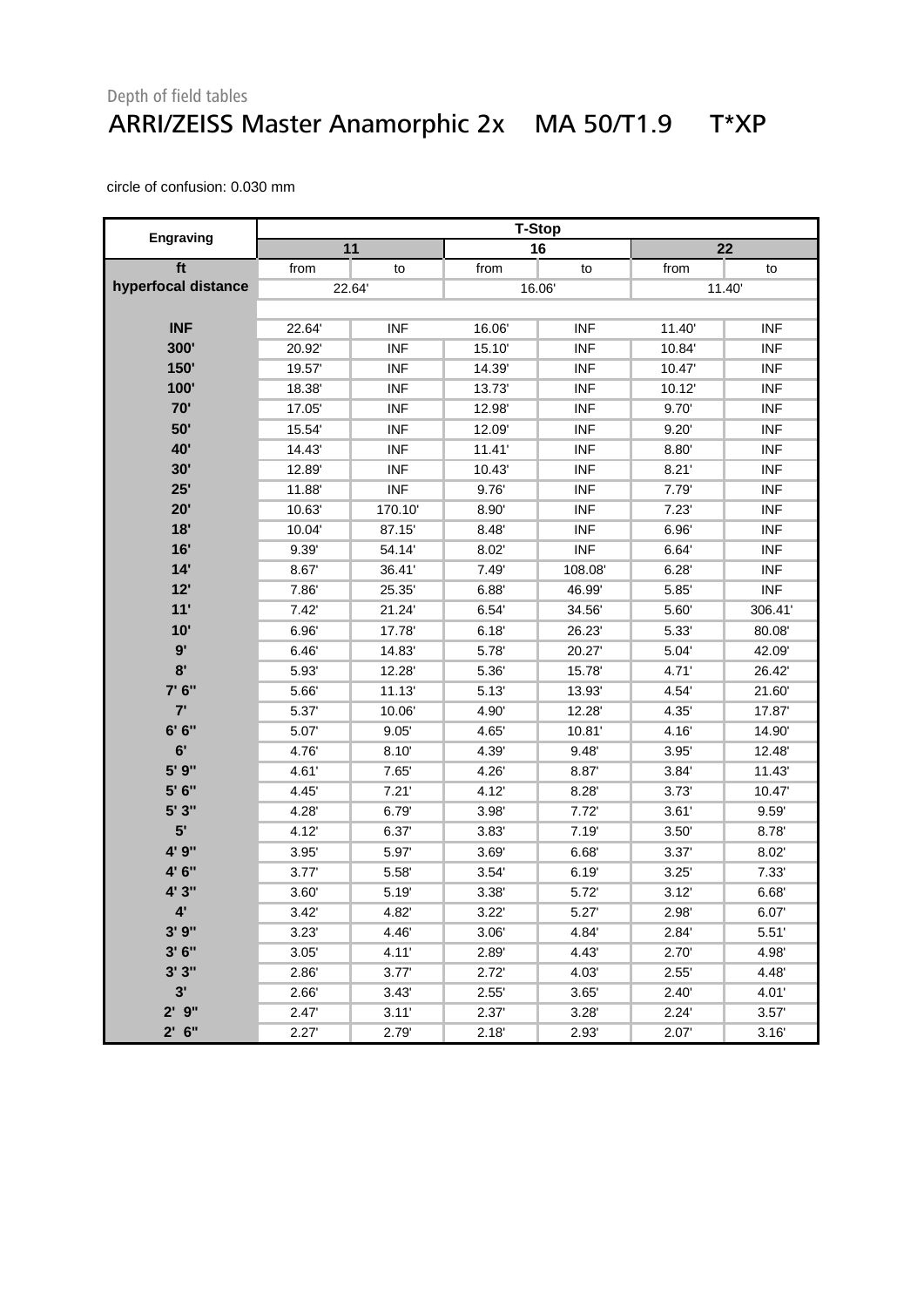Depth of field tables

# ARRI/ZEISS Master Anamorphic 2x MA 50/T1.9 T*XP

circle of confusion: 0.030 mm

| Engraving | T-Stop | | | | | |
|---|---|---|---|---|---|---|
| | 11 | | 16 | | 22 | |
| ft | from | to | from | to | from | to |
| hyperfocal distance | 22.64' | | 16.06' | | 11.40' | |
| INF | 22.64' | INF | 16.06' | INF | 11.40' | INF |
| 300' | 20.92' | INF | 15.10' | INF | 10.84' | INF |
| 150' | 19.57' | INF | 14.39' | INF | 10.47' | INF |
| 100' | 18.38' | INF | 13.73' | INF | 10.12' | INF |
| 70' | 17.05' | INF | 12.98' | INF | 9.70' | INF |
| 50' | 15.54' | INF | 12.09' | INF | 9.20' | INF |
| 40' | 14.43' | INF | 11.41' | INF | 8.80' | INF |
| 30' | 12.89' | INF | 10.43' | INF | 8.21' | INF |
| 25' | 11.88' | INF | 9.76' | INF | 7.79' | INF |
| 20' | 10.63' | 170.10' | 8.90' | INF | 7.23' | INF |
| 18' | 10.04' | 87.15' | 8.48' | INF | 6.96' | INF |
| 16' | 9.39' | 54.14' | 8.02' | INF | 6.64' | INF |
| 14' | 8.67' | 36.41' | 7.49' | 108.08' | 6.28' | INF |
| 12' | 7.86' | 25.35' | 6.88' | 46.99' | 5.85' | INF |
| 11' | 7.42' | 21.24' | 6.54' | 34.56' | 5.60' | 306.41' |
| 10' | 6.96' | 17.78' | 6.18' | 26.23' | 5.33' | 80.08' |
| 9' | 6.46' | 14.83' | 5.78' | 20.27' | 5.04' | 42.09' |
| 8' | 5.93' | 12.28' | 5.36' | 15.78' | 4.71' | 26.42' |
| 7' 6" | 5.66' | 11.13' | 5.13' | 13.93' | 4.54' | 21.60' |
| 7' | 5.37' | 10.06' | 4.90' | 12.28' | 4.35' | 17.87' |
| 6' 6" | 5.07' | 9.05' | 4.65' | 10.81' | 4.16' | 14.90' |
| 6' | 4.76' | 8.10' | 4.39' | 9.48' | 3.95' | 12.48' |
| 5' 9" | 4.61' | 7.65' | 4.26' | 8.87' | 3.84' | 11.43' |
| 5' 6" | 4.45' | 7.21' | 4.12' | 8.28' | 3.73' | 10.47' |
| 5' 3" | 4.28' | 6.79' | 3.98' | 7.72' | 3.61' | 9.59' |
| 5' | 4.12' | 6.37' | 3.83' | 7.19' | 3.50' | 8.78' |
| 4' 9" | 3.95' | 5.97' | 3.69' | 6.68' | 3.37' | 8.02' |
| 4' 6" | 3.77' | 5.58' | 3.54' | 6.19' | 3.25' | 7.33' |
| 4' 3" | 3.60' | 5.19' | 3.38' | 5.72' | 3.12' | 6.68' |
| 4' | 3.42' | 4.82' | 3.22' | 5.27' | 2.98' | 6.07' |
| 3' 9" | 3.23' | 4.46' | 3.06' | 4.84' | 2.84' | 5.51' |
| 3' 6" | 3.05' | 4.11' | 2.89' | 4.43' | 2.70' | 4.98' |
| 3' 3" | 2.86' | 3.77' | 2.72' | 4.03' | 2.55' | 4.48' |
| 3' | 2.66' | 3.43' | 2.55' | 3.65' | 2.40' | 4.01' |
| 2' 9" | 2.47' | 3.11' | 2.37' | 3.28' | 2.24' | 3.57' |
| 2' 6" | 2.27' | 2.79' | 2.18' | 2.93' | 2.07' | 3.16' |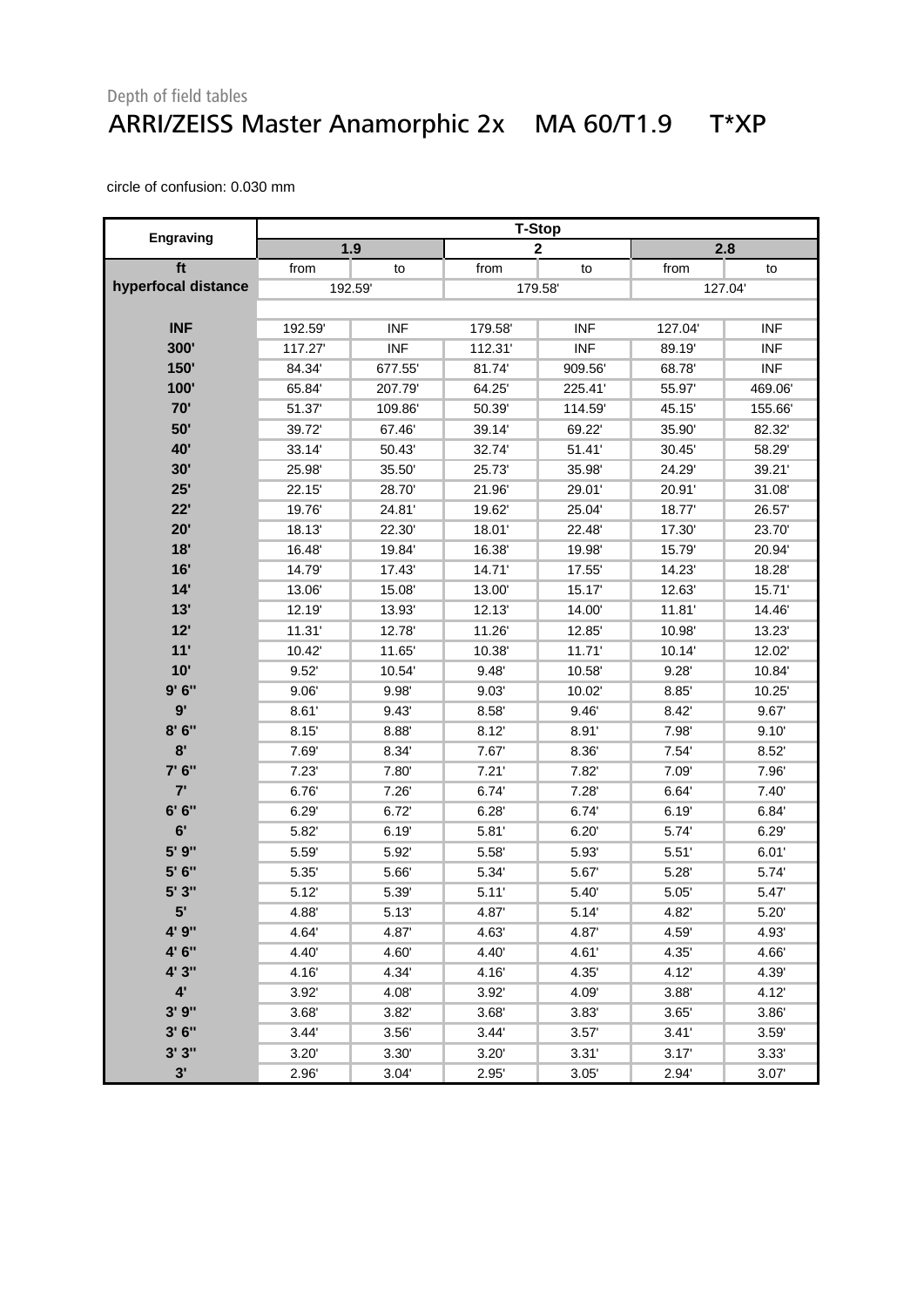Depth of field tables

# ARRI/ZEISS Master Anamorphic 2x MA 60/T1.9 T*XP

circle of confusion: 0.030 mm

| Engraving | T-Stop | | | | | |
|---|---|---|---|---|---|---|
| | 1.9 | | 2 | | 2.8 | |
| ft | from | to | from | to | from | to |
| hyperfocal distance | 192.59' | | 179.58' | | 127.04' | |
| INF | 192.59' | INF | 179.58' | INF | 127.04' | INF |
| 300' | 117.27' | INF | 112.31' | INF | 89.19' | INF |
| 150' | 84.34' | 677.55' | 81.74' | 909.56' | 68.78' | INF |
| 100' | 65.84' | 207.79' | 64.25' | 225.41' | 55.97' | 469.06' |
| 70' | 51.37' | 109.86' | 50.39' | 114.59' | 45.15' | 155.66' |
| 50' | 39.72' | 67.46' | 39.14' | 69.22' | 35.90' | 82.32' |
| 40' | 33.14' | 50.43' | 32.74' | 51.41' | 30.45' | 58.29' |
| 30' | 25.98' | 35.50' | 25.73' | 35.98' | 24.29' | 39.21' |
| 25' | 22.15' | 28.70' | 21.96' | 29.01' | 20.91' | 31.08' |
| 22' | 19.76' | 24.81' | 19.62' | 25.04' | 18.77' | 26.57' |
| 20' | 18.13' | 22.30' | 18.01' | 22.48' | 17.30' | 23.70' |
| 18' | 16.48' | 19.84' | 16.38' | 19.98' | 15.79' | 20.94' |
| 16' | 14.79' | 17.43' | 14.71' | 17.55' | 14.23' | 18.28' |
| 14' | 13.06' | 15.08' | 13.00' | 15.17' | 12.63' | 15.71' |
| 13' | 12.19' | 13.93' | 12.13' | 14.00' | 11.81' | 14.46' |
| 12' | 11.31' | 12.78' | 11.26' | 12.85' | 10.98' | 13.23' |
| 11' | 10.42' | 11.65' | 10.38' | 11.71' | 10.14' | 12.02' |
| 10' | 9.52' | 10.54' | 9.48' | 10.58' | 9.28' | 10.84' |
| 9' 6" | 9.06' | 9.98' | 9.03' | 10.02' | 8.85' | 10.25' |
| 9' | 8.61' | 9.43' | 8.58' | 9.46' | 8.42' | 9.67' |
| 8' 6" | 8.15' | 8.88' | 8.12' | 8.91' | 7.98' | 9.10' |
| 8' | 7.69' | 8.34' | 7.67' | 8.36' | 7.54' | 8.52' |
| 7' 6" | 7.23' | 7.80' | 7.21' | 7.82' | 7.09' | 7.96' |
| 7' | 6.76' | 7.26' | 6.74' | 7.28' | 6.64' | 7.40' |
| 6' 6" | 6.29' | 6.72' | 6.28' | 6.74' | 6.19' | 6.84' |
| 6' | 5.82' | 6.19' | 5.81' | 6.20' | 5.74' | 6.29' |
| 5' 9" | 5.59' | 5.92' | 5.58' | 5.93' | 5.51' | 6.01' |
| 5' 6" | 5.35' | 5.66' | 5.34' | 5.67' | 5.28' | 5.74' |
| 5' 3" | 5.12' | 5.39' | 5.11' | 5.40' | 5.05' | 5.47' |
| 5' | 4.88' | 5.13' | 4.87' | 5.14' | 4.82' | 5.20' |
| 4' 9" | 4.64' | 4.87' | 4.63' | 4.87' | 4.59' | 4.93' |
| 4' 6" | 4.40' | 4.60' | 4.40' | 4.61' | 4.35' | 4.66' |
| 4' 3" | 4.16' | 4.34' | 4.16' | 4.35' | 4.12' | 4.39' |
| 4' | 3.92' | 4.08' | 3.92' | 4.09' | 3.88' | 4.12' |
| 3' 9" | 3.68' | 3.82' | 3.68' | 3.83' | 3.65' | 3.86' |
| 3' 6" | 3.44' | 3.56' | 3.44' | 3.57' | 3.41' | 3.59' |
| 3' 3" | 3.20' | 3.30' | 3.20' | 3.31' | 3.17' | 3.33' |
| 3' | 2.96' | 3.04' | 2.95' | 3.05' | 2.94' | 3.07' |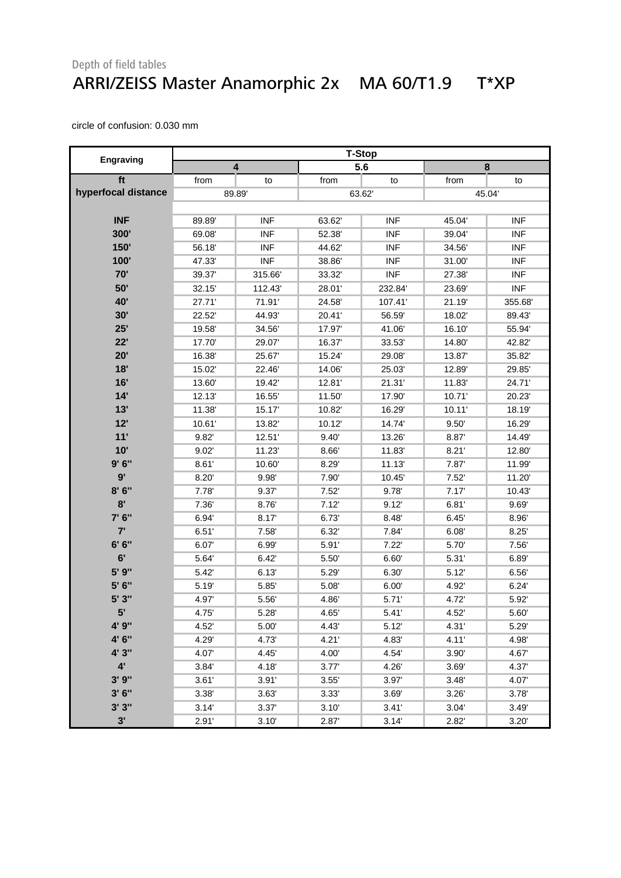Depth of field tables

# ARRI/ZEISS Master Anamorphic 2x MA 60/T1.9 T*XP

circle of confusion: 0.030 mm

| Engraving | T-Stop | | | | | |
|---|---|---|---|---|---|---|
| | 4 | | 5.6 | | 8 | |
| ft | from | to | from | to | from | to |
| hyperfocal distance | 89.89' | | 63.62' | | 45.04' | |
| INF | 89.89' | INF | 63.62' | INF | 45.04' | INF |
| 300' | 69.08' | INF | 52.38' | INF | 39.04' | INF |
| 150' | 56.18' | INF | 44.62' | INF | 34.56' | INF |
| 100' | 47.33' | INF | 38.86' | INF | 31.00' | INF |
| 70' | 39.37' | 315.66' | 33.32' | INF | 27.38' | INF |
| 50' | 32.15' | 112.43' | 28.01' | 232.84' | 23.69' | INF |
| 40' | 27.71' | 71.91' | 24.58' | 107.41' | 21.19' | 355.68' |
| 30' | 22.52' | 44.93' | 20.41' | 56.59' | 18.02' | 89.43' |
| 25' | 19.58' | 34.56' | 17.97' | 41.06' | 16.10' | 55.94' |
| 22' | 17.70' | 29.07' | 16.37' | 33.53' | 14.80' | 42.82' |
| 20' | 16.38' | 25.67' | 15.24' | 29.08' | 13.87' | 35.82' |
| 18' | 15.02' | 22.46' | 14.06' | 25.03' | 12.89' | 29.85' |
| 16' | 13.60' | 19.42' | 12.81' | 21.31' | 11.83' | 24.71' |
| 14' | 12.13' | 16.55' | 11.50' | 17.90' | 10.71' | 20.23' |
| 13' | 11.38' | 15.17' | 10.82' | 16.29' | 10.11' | 18.19' |
| 12' | 10.61' | 13.82' | 10.12' | 14.74' | 9.50' | 16.29' |
| 11' | 9.82' | 12.51' | 9.40' | 13.26' | 8.87' | 14.49' |
| 10' | 9.02' | 11.23' | 8.66' | 11.83' | 8.21' | 12.80' |
| 9' 6" | 8.61' | 10.60' | 8.29' | 11.13' | 7.87' | 11.99' |
| 9' | 8.20' | 9.98' | 7.90' | 10.45' | 7.52' | 11.20' |
| 8' 6" | 7.78' | 9.37' | 7.52' | 9.78' | 7.17' | 10.43' |
| 8' | 7.36' | 8.76' | 7.12' | 9.12' | 6.81' | 9.69' |
| 7' 6" | 6.94' | 8.17' | 6.73' | 8.48' | 6.45' | 8.96' |
| 7' | 6.51' | 7.58' | 6.32' | 7.84' | 6.08' | 8.25' |
| 6' 6" | 6.07' | 6.99' | 5.91' | 7.22' | 5.70' | 7.56' |
| 6' | 5.64' | 6.42' | 5.50' | 6.60' | 5.31' | 6.89' |
| 5' 9" | 5.42' | 6.13' | 5.29' | 6.30' | 5.12' | 6.56' |
| 5' 6" | 5.19' | 5.85' | 5.08' | 6.00' | 4.92' | 6.24' |
| 5' 3" | 4.97' | 5.56' | 4.86' | 5.71' | 4.72' | 5.92' |
| 5' | 4.75' | 5.28' | 4.65' | 5.41' | 4.52' | 5.60' |
| 4' 9" | 4.52' | 5.00' | 4.43' | 5.12' | 4.31' | 5.29' |
| 4' 6" | 4.29' | 4.73' | 4.21' | 4.83' | 4.11' | 4.98' |
| 4' 3" | 4.07' | 4.45' | 4.00' | 4.54' | 3.90' | 4.67' |
| 4' | 3.84' | 4.18' | 3.77' | 4.26' | 3.69' | 4.37' |
| 3' 9" | 3.61' | 3.91' | 3.55' | 3.97' | 3.48' | 4.07' |
| 3' 6" | 3.38' | 3.63' | 3.33' | 3.69' | 3.26' | 3.78' |
| 3' 3" | 3.14' | 3.37' | 3.10' | 3.41' | 3.04' | 3.49' |
| 3' | 2.91' | 3.10' | 2.87' | 3.14' | 2.82' | 3.20' |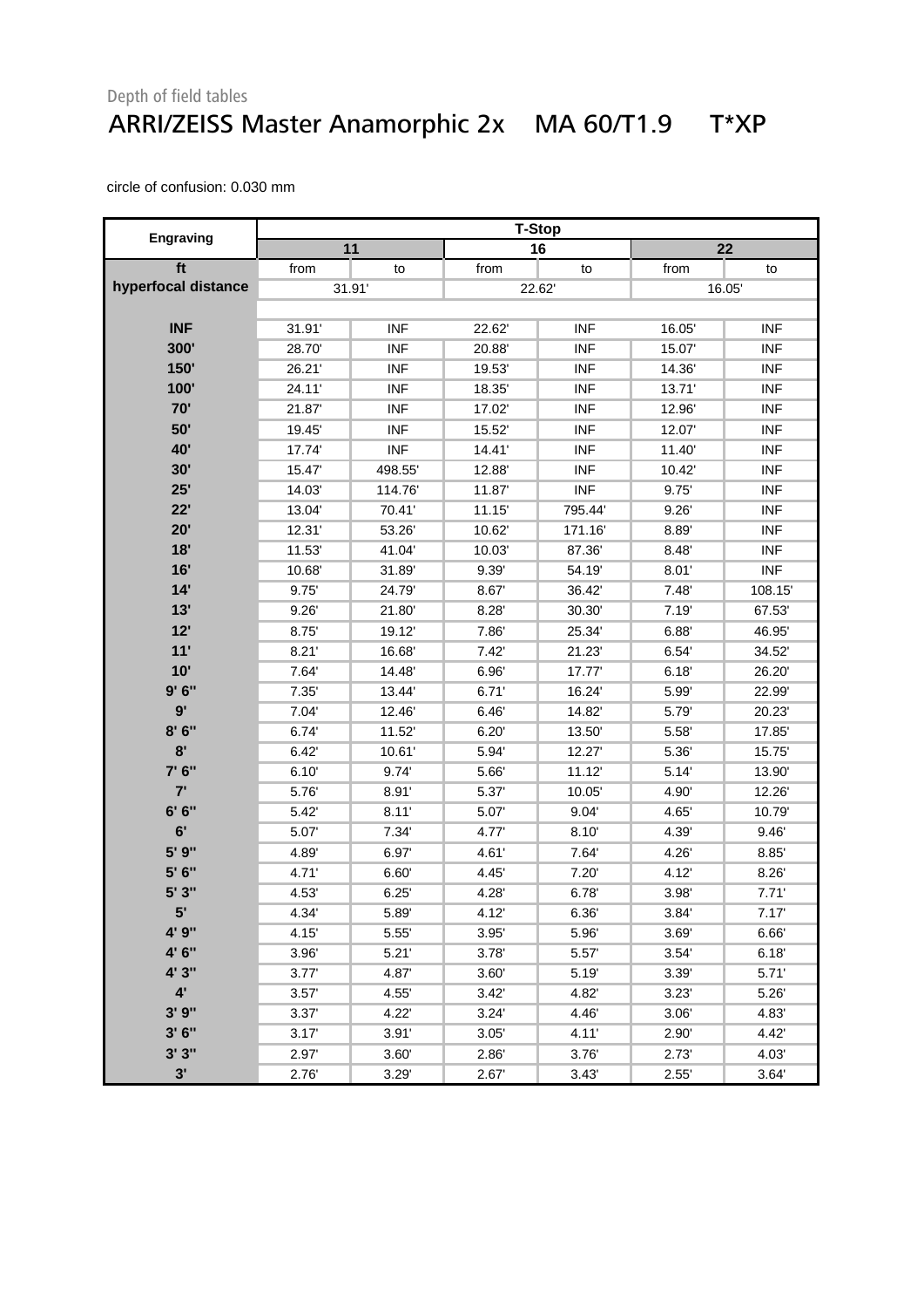Depth of field tables

# ARRI/ZEISS Master Anamorphic 2x MA 60/T1.9 T*XP

circle of confusion: 0.030 mm

| Engraving | T-Stop | | | | | |
|---|---|---|---|---|---|---|
| | 11 | | 16 | | 22 | |
| ft | from | to | from | to | from | to |
| hyperfocal distance | 31.91' | | 22.62' | | 16.05' | |
| INF | 31.91' | INF | 22.62' | INF | 16.05' | INF |
| 300' | 28.70' | INF | 20.88' | INF | 15.07' | INF |
| 150' | 26.21' | INF | 19.53' | INF | 14.36' | INF |
| 100' | 24.11' | INF | 18.35' | INF | 13.71' | INF |
| 70' | 21.87' | INF | 17.02' | INF | 12.96' | INF |
| 50' | 19.45' | INF | 15.52' | INF | 12.07' | INF |
| 40' | 17.74' | INF | 14.41' | INF | 11.40' | INF |
| 30' | 15.47' | 498.55' | 12.88' | INF | 10.42' | INF |
| 25' | 14.03' | 114.76' | 11.87' | INF | 9.75' | INF |
| 22' | 13.04' | 70.41' | 11.15' | 795.44' | 9.26' | INF |
| 20' | 12.31' | 53.26' | 10.62' | 171.16' | 8.89' | INF |
| 18' | 11.53' | 41.04' | 10.03' | 87.36' | 8.48' | INF |
| 16' | 10.68' | 31.89' | 9.39' | 54.19' | 8.01' | INF |
| 14' | 9.75' | 24.79' | 8.67' | 36.42' | 7.48' | 108.15' |
| 13' | 9.26' | 21.80' | 8.28' | 30.30' | 7.19' | 67.53' |
| 12' | 8.75' | 19.12' | 7.86' | 25.34' | 6.88' | 46.95' |
| 11' | 8.21' | 16.68' | 7.42' | 21.23' | 6.54' | 34.52' |
| 10' | 7.64' | 14.48' | 6.96' | 17.77' | 6.18' | 26.20' |
| 9' 6" | 7.35' | 13.44' | 6.71' | 16.24' | 5.99' | 22.99' |
| 9' | 7.04' | 12.46' | 6.46' | 14.82' | 5.79' | 20.23' |
| 8' 6" | 6.74' | 11.52' | 6.20' | 13.50' | 5.58' | 17.85' |
| 8' | 6.42' | 10.61' | 5.94' | 12.27' | 5.36' | 15.75' |
| 7' 6" | 6.10' | 9.74' | 5.66' | 11.12' | 5.14' | 13.90' |
| 7' | 5.76' | 8.91' | 5.37' | 10.05' | 4.90' | 12.26' |
| 6' 6" | 5.42' | 8.11' | 5.07' | 9.04' | 4.65' | 10.79' |
| 6' | 5.07' | 7.34' | 4.77' | 8.10' | 4.39' | 9.46' |
| 5' 9" | 4.89' | 6.97' | 4.61' | 7.64' | 4.26' | 8.85' |
| 5' 6" | 4.71' | 6.60' | 4.45' | 7.20' | 4.12' | 8.26' |
| 5' 3" | 4.53' | 6.25' | 4.28' | 6.78' | 3.98' | 7.71' |
| 5' | 4.34' | 5.89' | 4.12' | 6.36' | 3.84' | 7.17' |
| 4' 9" | 4.15' | 5.55' | 3.95' | 5.96' | 3.69' | 6.66' |
| 4' 6" | 3.96' | 5.21' | 3.78' | 5.57' | 3.54' | 6.18' |
| 4' 3" | 3.77' | 4.87' | 3.60' | 5.19' | 3.39' | 5.71' |
| 4' | 3.57' | 4.55' | 3.42' | 4.82' | 3.23' | 5.26' |
| 3' 9" | 3.37' | 4.22' | 3.24' | 4.46' | 3.06' | 4.83' |
| 3' 6" | 3.17' | 3.91' | 3.05' | 4.11' | 2.90' | 4.42' |
| 3' 3" | 2.97' | 3.60' | 2.86' | 3.76' | 2.73' | 4.03' |
| 3' | 2.76' | 3.29' | 2.67' | 3.43' | 2.55' | 3.64' |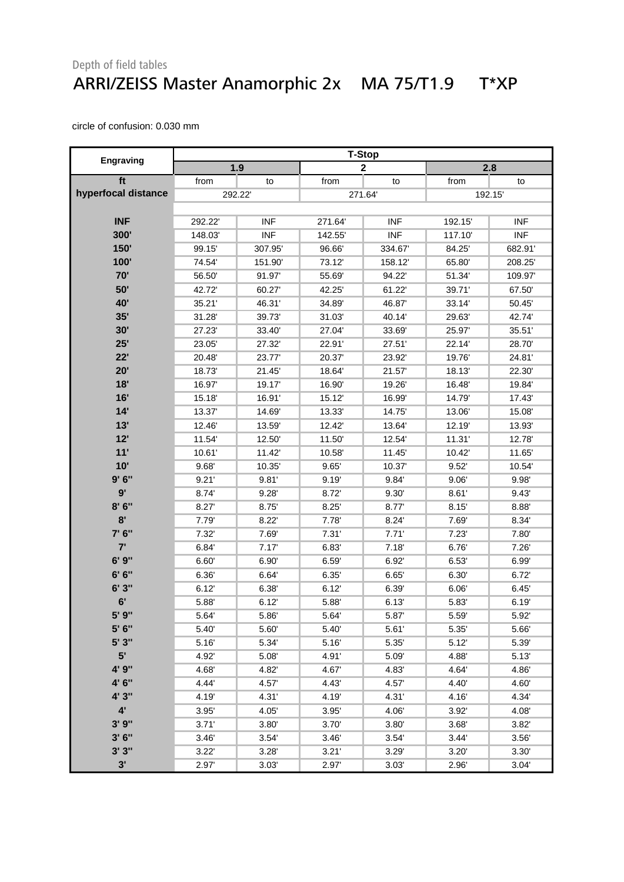Depth of field tables

# ARRI/ZEISS Master Anamorphic 2x MA 75/T1.9 T*XP

circle of confusion: 0.030 mm

| Engraving | T-Stop | | | | | |
|---|---|---|---|---|---|---|
| | 1.9 | | 2 | | 2.8 | |
| ft | from | to | from | to | from | to |
| hyperfocal distance | 292.22' | | 271.64' | | 192.15' | |
| INF | 292.22' | INF | 271.64' | INF | 192.15' | INF |
| 300' | 148.03' | INF | 142.55' | INF | 117.10' | INF |
| 150' | 99.15' | 307.95' | 96.66' | 334.67' | 84.25' | 682.91' |
| 100' | 74.54' | 151.90' | 73.12' | 158.12' | 65.80' | 208.25' |
| 70' | 56.50' | 91.97' | 55.69' | 94.22' | 51.34' | 109.97' |
| 50' | 42.72' | 60.27' | 42.25' | 61.22' | 39.71' | 67.50' |
| 40' | 35.21' | 46.31' | 34.89' | 46.87' | 33.14' | 50.45' |
| 35' | 31.28' | 39.73' | 31.03' | 40.14' | 29.63' | 42.74' |
| 30' | 27.23' | 33.40' | 27.04' | 33.69' | 25.97' | 35.51' |
| 25' | 23.05' | 27.32' | 22.91' | 27.51' | 22.14' | 28.70' |
| 22' | 20.48' | 23.77' | 20.37' | 23.92' | 19.76' | 24.81' |
| 20' | 18.73' | 21.45' | 18.64' | 21.57' | 18.13' | 22.30' |
| 18' | 16.97' | 19.17' | 16.90' | 19.26' | 16.48' | 19.84' |
| 16' | 15.18' | 16.91' | 15.12' | 16.99' | 14.79' | 17.43' |
| 14' | 13.37' | 14.69' | 13.33' | 14.75' | 13.06' | 15.08' |
| 13' | 12.46' | 13.59' | 12.42' | 13.64' | 12.19' | 13.93' |
| 12' | 11.54' | 12.50' | 11.50' | 12.54' | 11.31' | 12.78' |
| 11' | 10.61' | 11.42' | 10.58' | 11.45' | 10.42' | 11.65' |
| 10' | 9.68' | 10.35' | 9.65' | 10.37' | 9.52' | 10.54' |
| 9' 6" | 9.21' | 9.81' | 9.19' | 9.84' | 9.06' | 9.98' |
| 9' | 8.74' | 9.28' | 8.72' | 9.30' | 8.61' | 9.43' |
| 8' 6" | 8.27' | 8.75' | 8.25' | 8.77' | 8.15' | 8.88' |
| 8' | 7.79' | 8.22' | 7.78' | 8.24' | 7.69' | 8.34' |
| 7' 6" | 7.32' | 7.69' | 7.31' | 7.71' | 7.23' | 7.80' |
| 7' | 6.84' | 7.17' | 6.83' | 7.18' | 6.76' | 7.26' |
| 6' 9" | 6.60' | 6.90' | 6.59' | 6.92' | 6.53' | 6.99' |
| 6' 6" | 6.36' | 6.64' | 6.35' | 6.65' | 6.30' | 6.72' |
| 6' 3" | 6.12' | 6.38' | 6.12' | 6.39' | 6.06' | 6.45' |
| 6' | 5.88' | 6.12' | 5.88' | 6.13' | 5.83' | 6.19' |
| 5' 9" | 5.64' | 5.86' | 5.64' | 5.87' | 5.59' | 5.92' |
| 5' 6" | 5.40' | 5.60' | 5.40' | 5.61' | 5.35' | 5.66' |
| 5' 3" | 5.16' | 5.34' | 5.16' | 5.35' | 5.12' | 5.39' |
| 5' | 4.92' | 5.08' | 4.91' | 5.09' | 4.88' | 5.13' |
| 4' 9" | 4.68' | 4.82' | 4.67' | 4.83' | 4.64' | 4.86' |
| 4' 6" | 4.44' | 4.57' | 4.43' | 4.57' | 4.40' | 4.60' |
| 4' 3" | 4.19' | 4.31' | 4.19' | 4.31' | 4.16' | 4.34' |
| 4' | 3.95' | 4.05' | 3.95' | 4.06' | 3.92' | 4.08' |
| 3' 9" | 3.71' | 3.80' | 3.70' | 3.80' | 3.68' | 3.82' |
| 3' 6" | 3.46' | 3.54' | 3.46' | 3.54' | 3.44' | 3.56' |
| 3' 3" | 3.22' | 3.28' | 3.21' | 3.29' | 3.20' | 3.30' |
| 3' | 2.97' | 3.03' | 2.97' | 3.03' | 2.96' | 3.04' |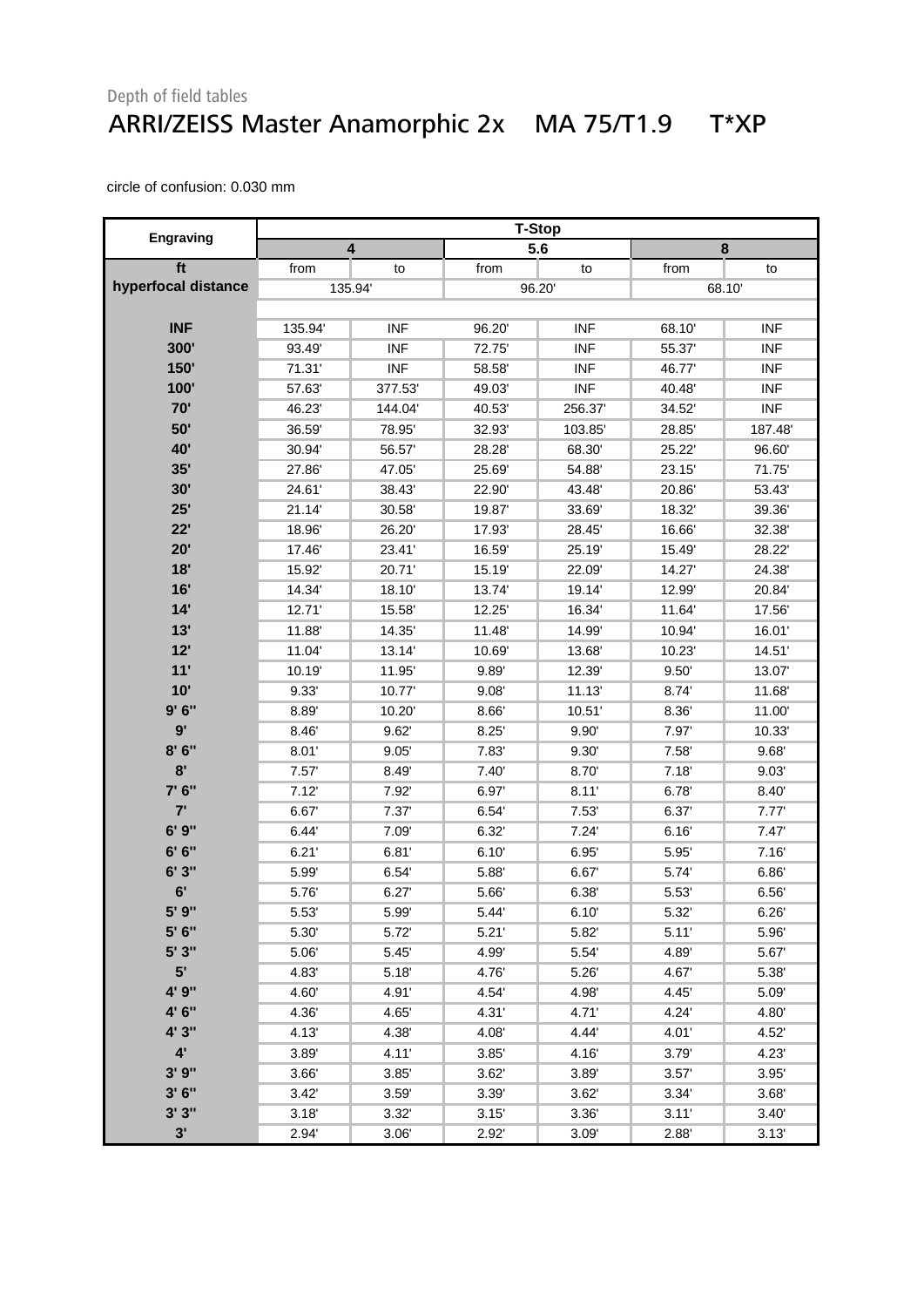Depth of field tables

# ARRI/ZEISS Master Anamorphic 2x MA 75/T1.9 T*XP

circle of confusion: 0.030 mm

| Engraving | T-Stop | | | | | |
|---|---|---|---|---|---|---|
| | 4 | | 5.6 | | 8 | |
| ft | from | to | from | to | from | to |
| hyperfocal distance | 135.94' | | 96.20' | | 68.10' | |
| INF | 135.94' | INF | 96.20' | INF | 68.10' | INF |
| 300' | 93.49' | INF | 72.75' | INF | 55.37' | INF |
| 150' | 71.31' | INF | 58.58' | INF | 46.77' | INF |
| 100' | 57.63' | 377.53' | 49.03' | INF | 40.48' | INF |
| 70' | 46.23' | 144.04' | 40.53' | 256.37' | 34.52' | INF |
| 50' | 36.59' | 78.95' | 32.93' | 103.85' | 28.85' | 187.48' |
| 40' | 30.94' | 56.57' | 28.28' | 68.30' | 25.22' | 96.60' |
| 35' | 27.86' | 47.05' | 25.69' | 54.88' | 23.15' | 71.75' |
| 30' | 24.61' | 38.43' | 22.90' | 43.48' | 20.86' | 53.43' |
| 25' | 21.14' | 30.58' | 19.87' | 33.69' | 18.32' | 39.36' |
| 22' | 18.96' | 26.20' | 17.93' | 28.45' | 16.66' | 32.38' |
| 20' | 17.46' | 23.41' | 16.59' | 25.19' | 15.49' | 28.22' |
| 18' | 15.92' | 20.71' | 15.19' | 22.09' | 14.27' | 24.38' |
| 16' | 14.34' | 18.10' | 13.74' | 19.14' | 12.99' | 20.84' |
| 14' | 12.71' | 15.58' | 12.25' | 16.34' | 11.64' | 17.56' |
| 13' | 11.88' | 14.35' | 11.48' | 14.99' | 10.94' | 16.01' |
| 12' | 11.04' | 13.14' | 10.69' | 13.68' | 10.23' | 14.51' |
| 11' | 10.19' | 11.95' | 9.89' | 12.39' | 9.50' | 13.07' |
| 10' | 9.33' | 10.77' | 9.08' | 11.13' | 8.74' | 11.68' |
| 9' 6" | 8.89' | 10.20' | 8.66' | 10.51' | 8.36' | 11.00' |
| 9' | 8.46' | 9.62' | 8.25' | 9.90' | 7.97' | 10.33' |
| 8' 6" | 8.01' | 9.05' | 7.83' | 9.30' | 7.58' | 9.68' |
| 8' | 7.57' | 8.49' | 7.40' | 8.70' | 7.18' | 9.03' |
| 7' 6" | 7.12' | 7.92' | 6.97' | 8.11' | 6.78' | 8.40' |
| 7' | 6.67' | 7.37' | 6.54' | 7.53' | 6.37' | 7.77' |
| 6' 9" | 6.44' | 7.09' | 6.32' | 7.24' | 6.16' | 7.47' |
| 6' 6" | 6.21' | 6.81' | 6.10' | 6.95' | 5.95' | 7.16' |
| 6' 3" | 5.99' | 6.54' | 5.88' | 6.67' | 5.74' | 6.86' |
| 6' | 5.76' | 6.27' | 5.66' | 6.38' | 5.53' | 6.56' |
| 5' 9" | 5.53' | 5.99' | 5.44' | 6.10' | 5.32' | 6.26' |
| 5' 6" | 5.30' | 5.72' | 5.21' | 5.82' | 5.11' | 5.96' |
| 5' 3" | 5.06' | 5.45' | 4.99' | 5.54' | 4.89' | 5.67' |
| 5' | 4.83' | 5.18' | 4.76' | 5.26' | 4.67' | 5.38' |
| 4' 9" | 4.60' | 4.91' | 4.54' | 4.98' | 4.45' | 5.09' |
| 4' 6" | 4.36' | 4.65' | 4.31' | 4.71' | 4.24' | 4.80' |
| 4' 3" | 4.13' | 4.38' | 4.08' | 4.44' | 4.01' | 4.52' |
| 4' | 3.89' | 4.11' | 3.85' | 4.16' | 3.79' | 4.23' |
| 3' 9" | 3.66' | 3.85' | 3.62' | 3.89' | 3.57' | 3.95' |
| 3' 6" | 3.42' | 3.59' | 3.39' | 3.62' | 3.34' | 3.68' |
| 3' 3" | 3.18' | 3.32' | 3.15' | 3.36' | 3.11' | 3.40' |
| 3' | 2.94' | 3.06' | 2.92' | 3.09' | 2.88' | 3.13' |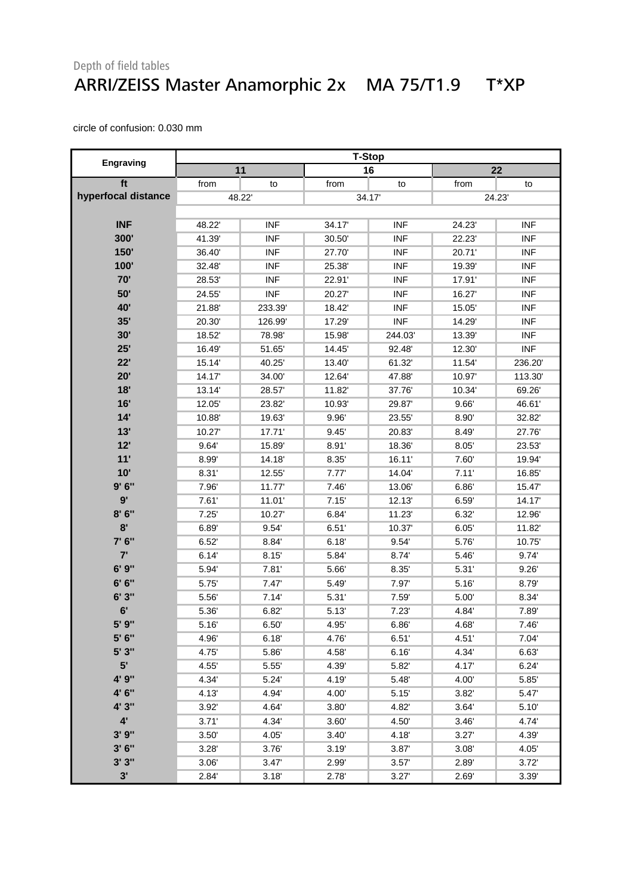Depth of field tables

# ARRI/ZEISS Master Anamorphic 2x    MA 75/T1.9    T*XP

circle of confusion: 0.030 mm

| Engraving | T-Stop | | | | | |
|---|---|---|---|---|---|---|
| | 11 | | 16 | | 22 | |
| ft | from | to | from | to | from | to |
| hyperfocal distance | 48.22' | | 34.17' | | 24.23' | |
| INF | 48.22' | INF | 34.17' | INF | 24.23' | INF |
| 300' | 41.39' | INF | 30.50' | INF | 22.23' | INF |
| 150' | 36.40' | INF | 27.70' | INF | 20.71' | INF |
| 100' | 32.48' | INF | 25.38' | INF | 19.39' | INF |
| 70' | 28.53' | INF | 22.91' | INF | 17.91' | INF |
| 50' | 24.55' | INF | 20.27' | INF | 16.27' | INF |
| 40' | 21.88' | 233.39' | 18.42' | INF | 15.05' | INF |
| 35' | 20.30' | 126.99' | 17.29' | INF | 14.29' | INF |
| 30' | 18.52' | 78.98' | 15.98' | 244.03' | 13.39' | INF |
| 25' | 16.49' | 51.65' | 14.45' | 92.48' | 12.30' | INF |
| 22' | 15.14' | 40.25' | 13.40' | 61.32' | 11.54' | 236.20' |
| 20' | 14.17' | 34.00' | 12.64' | 47.88' | 10.97' | 113.30' |
| 18' | 13.14' | 28.57' | 11.82' | 37.76' | 10.34' | 69.26' |
| 16' | 12.05' | 23.82' | 10.93' | 29.87' | 9.66' | 46.61' |
| 14' | 10.88' | 19.63' | 9.96' | 23.55' | 8.90' | 32.82' |
| 13' | 10.27' | 17.71' | 9.45' | 20.83' | 8.49' | 27.76' |
| 12' | 9.64' | 15.89' | 8.91' | 18.36' | 8.05' | 23.53' |
| 11' | 8.99' | 14.18' | 8.35' | 16.11' | 7.60' | 19.94' |
| 10' | 8.31' | 12.55' | 7.77' | 14.04' | 7.11' | 16.85' |
| 9' 6" | 7.96' | 11.77' | 7.46' | 13.06' | 6.86' | 15.47' |
| 9' | 7.61' | 11.01' | 7.15' | 12.13' | 6.59' | 14.17' |
| 8' 6" | 7.25' | 10.27' | 6.84' | 11.23' | 6.32' | 12.96' |
| 8' | 6.89' | 9.54' | 6.51' | 10.37' | 6.05' | 11.82' |
| 7' 6" | 6.52' | 8.84' | 6.18' | 9.54' | 5.76' | 10.75' |
| 7' | 6.14' | 8.15' | 5.84' | 8.74' | 5.46' | 9.74' |
| 6' 9" | 5.94' | 7.81' | 5.66' | 8.35' | 5.31' | 9.26' |
| 6' 6" | 5.75' | 7.47' | 5.49' | 7.97' | 5.16' | 8.79' |
| 6' 3" | 5.56' | 7.14' | 5.31' | 7.59' | 5.00' | 8.34' |
| 6' | 5.36' | 6.82' | 5.13' | 7.23' | 4.84' | 7.89' |
| 5' 9" | 5.16' | 6.50' | 4.95' | 6.86' | 4.68' | 7.46' |
| 5' 6" | 4.96' | 6.18' | 4.76' | 6.51' | 4.51' | 7.04' |
| 5' 3" | 4.75' | 5.86' | 4.58' | 6.16' | 4.34' | 6.63' |
| 5' | 4.55' | 5.55' | 4.39' | 5.82' | 4.17' | 6.24' |
| 4' 9" | 4.34' | 5.24' | 4.19' | 5.48' | 4.00' | 5.85' |
| 4' 6" | 4.13' | 4.94' | 4.00' | 5.15' | 3.82' | 5.47' |
| 4' 3" | 3.92' | 4.64' | 3.80' | 4.82' | 3.64' | 5.10' |
| 4' | 3.71' | 4.34' | 3.60' | 4.50' | 3.46' | 4.74' |
| 3' 9" | 3.50' | 4.05' | 3.40' | 4.18' | 3.27' | 4.39' |
| 3' 6" | 3.28' | 3.76' | 3.19' | 3.87' | 3.08' | 4.05' |
| 3' 3" | 3.06' | 3.47' | 2.99' | 3.57' | 2.89' | 3.72' |
| 3' | 2.84' | 3.18' | 2.78' | 3.27' | 2.69' | 3.39' |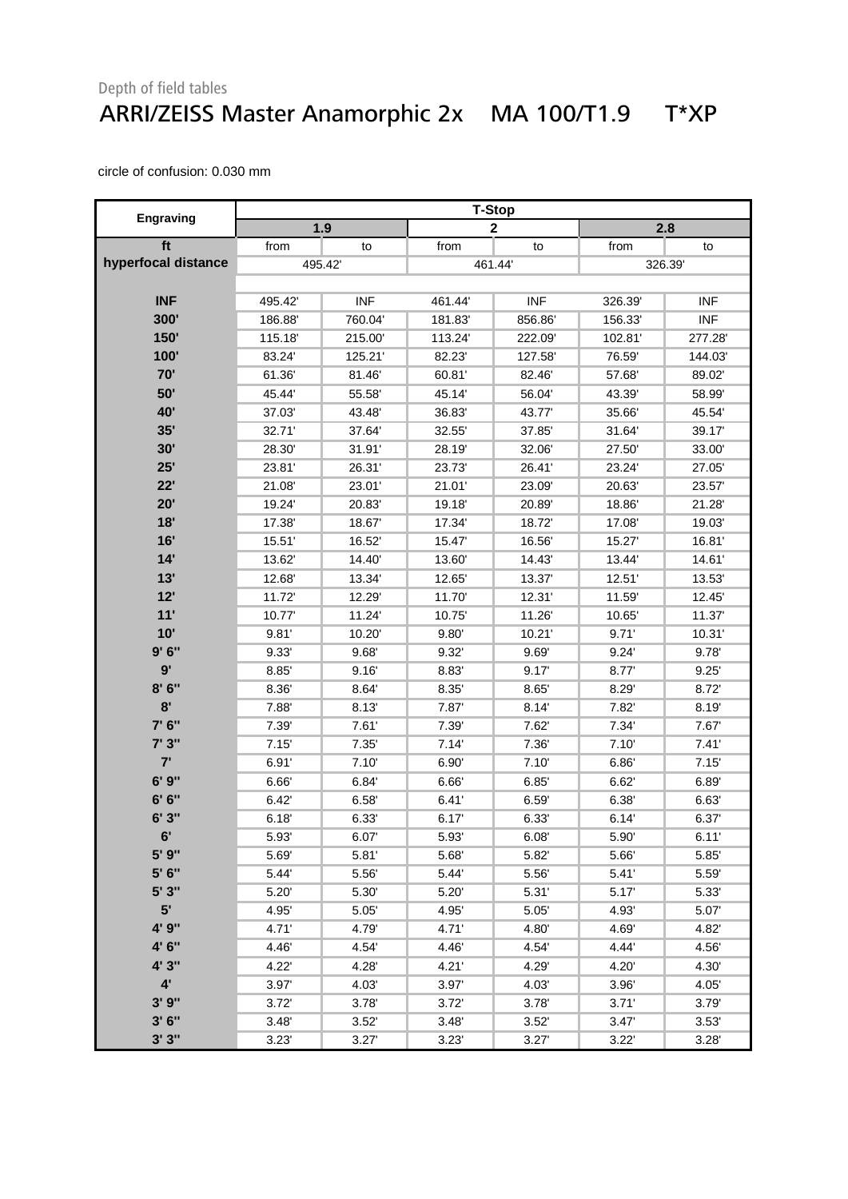Depth of field tables

# ARRI/ZEISS Master Anamorphic 2x MA 100/T1.9 T*XP

circle of confusion: 0.030 mm

| Engraving | T-Stop | | | | | |
|---|---|---|---|---|---|---|
| | 1.9 | | 2 | | 2.8 | |
| ft | from | to | from | to | from | to |
| hyperfocal distance | 495.42' | | 461.44' | | 326.39' | |
| INF | 495.42' | INF | 461.44' | INF | 326.39' | INF |
| 300' | 186.88' | 760.04' | 181.83' | 856.86' | 156.33' | INF |
| 150' | 115.18' | 215.00' | 113.24' | 222.09' | 102.81' | 277.28' |
| 100' | 83.24' | 125.21' | 82.23' | 127.58' | 76.59' | 144.03' |
| 70' | 61.36' | 81.46' | 60.81' | 82.46' | 57.68' | 89.02' |
| 50' | 45.44' | 55.58' | 45.14' | 56.04' | 43.39' | 58.99' |
| 40' | 37.03' | 43.48' | 36.83' | 43.77' | 35.66' | 45.54' |
| 35' | 32.71' | 37.64' | 32.55' | 37.85' | 31.64' | 39.17' |
| 30' | 28.30' | 31.91' | 28.19' | 32.06' | 27.50' | 33.00' |
| 25' | 23.81' | 26.31' | 23.73' | 26.41' | 23.24' | 27.05' |
| 22' | 21.08' | 23.01' | 21.01' | 23.09' | 20.63' | 23.57' |
| 20' | 19.24' | 20.83' | 19.18' | 20.89' | 18.86' | 21.28' |
| 18' | 17.38' | 18.67' | 17.34' | 18.72' | 17.08' | 19.03' |
| 16' | 15.51' | 16.52' | 15.47' | 16.56' | 15.27' | 16.81' |
| 14' | 13.62' | 14.40' | 13.60' | 14.43' | 13.44' | 14.61' |
| 13' | 12.68' | 13.34' | 12.65' | 13.37' | 12.51' | 13.53' |
| 12' | 11.72' | 12.29' | 11.70' | 12.31' | 11.59' | 12.45' |
| 11' | 10.77' | 11.24' | 10.75' | 11.26' | 10.65' | 11.37' |
| 10' | 9.81' | 10.20' | 9.80' | 10.21' | 9.71' | 10.31' |
| 9' 6" | 9.33' | 9.68' | 9.32' | 9.69' | 9.24' | 9.78' |
| 9' | 8.85' | 9.16' | 8.83' | 9.17' | 8.77' | 9.25' |
| 8' 6" | 8.36' | 8.64' | 8.35' | 8.65' | 8.29' | 8.72' |
| 8' | 7.88' | 8.13' | 7.87' | 8.14' | 7.82' | 8.19' |
| 7' 6" | 7.39' | 7.61' | 7.39' | 7.62' | 7.34' | 7.67' |
| 7' 3" | 7.15' | 7.35' | 7.14' | 7.36' | 7.10' | 7.41' |
| 7' | 6.91' | 7.10' | 6.90' | 7.10' | 6.86' | 7.15' |
| 6' 9" | 6.66' | 6.84' | 6.66' | 6.85' | 6.62' | 6.89' |
| 6' 6" | 6.42' | 6.58' | 6.41' | 6.59' | 6.38' | 6.63' |
| 6' 3" | 6.18' | 6.33' | 6.17' | 6.33' | 6.14' | 6.37' |
| 6' | 5.93' | 6.07' | 5.93' | 6.08' | 5.90' | 6.11' |
| 5' 9" | 5.69' | 5.81' | 5.68' | 5.82' | 5.66' | 5.85' |
| 5' 6" | 5.44' | 5.56' | 5.44' | 5.56' | 5.41' | 5.59' |
| 5' 3" | 5.20' | 5.30' | 5.20' | 5.31' | 5.17' | 5.33' |
| 5' | 4.95' | 5.05' | 4.95' | 5.05' | 4.93' | 5.07' |
| 4' 9" | 4.71' | 4.79' | 4.71' | 4.80' | 4.69' | 4.82' |
| 4' 6" | 4.46' | 4.54' | 4.46' | 4.54' | 4.44' | 4.56' |
| 4' 3" | 4.22' | 4.28' | 4.21' | 4.29' | 4.20' | 4.30' |
| 4' | 3.97' | 4.03' | 3.97' | 4.03' | 3.96' | 4.05' |
| 3' 9" | 3.72' | 3.78' | 3.72' | 3.78' | 3.71' | 3.79' |
| 3' 6" | 3.48' | 3.52' | 3.48' | 3.52' | 3.47' | 3.53' |
| 3' 3" | 3.23' | 3.27' | 3.23' | 3.27' | 3.22' | 3.28' |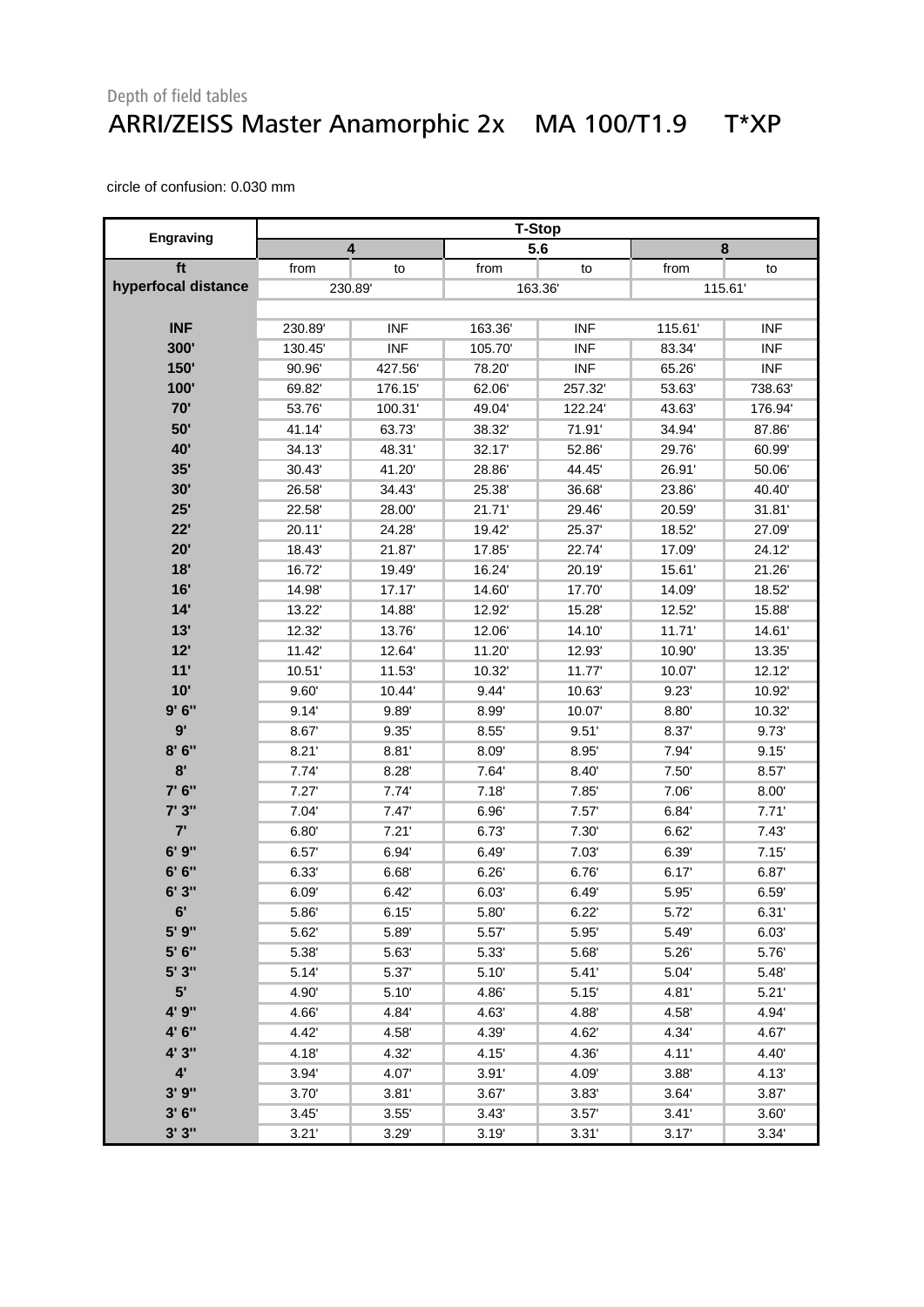Depth of field tables

# ARRI/ZEISS Master Anamorphic 2x MA 100/T1.9 T*XP

circle of confusion: 0.030 mm

| Engraving | T-Stop | | | | | |
|---|---|---|---|---|---|---|
| | 4 | | 5.6 | | 8 | |
| ft | from | to | from | to | from | to |
| hyperfocal distance | 230.89' | | 163.36' | | 115.61' | |
| INF | 230.89' | INF | 163.36' | INF | 115.61' | INF |
| 300' | 130.45' | INF | 105.70' | INF | 83.34' | INF |
| 150' | 90.96' | 427.56' | 78.20' | INF | 65.26' | INF |
| 100' | 69.82' | 176.15' | 62.06' | 257.32' | 53.63' | 738.63' |
| 70' | 53.76' | 100.31' | 49.04' | 122.24' | 43.63' | 176.94' |
| 50' | 41.14' | 63.73' | 38.32' | 71.91' | 34.94' | 87.86' |
| 40' | 34.13' | 48.31' | 32.17' | 52.86' | 29.76' | 60.99' |
| 35' | 30.43' | 41.20' | 28.86' | 44.45' | 26.91' | 50.06' |
| 30' | 26.58' | 34.43' | 25.38' | 36.68' | 23.86' | 40.40' |
| 25' | 22.58' | 28.00' | 21.71' | 29.46' | 20.59' | 31.81' |
| 22' | 20.11' | 24.28' | 19.42' | 25.37' | 18.52' | 27.09' |
| 20' | 18.43' | 21.87' | 17.85' | 22.74' | 17.09' | 24.12' |
| 18' | 16.72' | 19.49' | 16.24' | 20.19' | 15.61' | 21.26' |
| 16' | 14.98' | 17.17' | 14.60' | 17.70' | 14.09' | 18.52' |
| 14' | 13.22' | 14.88' | 12.92' | 15.28' | 12.52' | 15.88' |
| 13' | 12.32' | 13.76' | 12.06' | 14.10' | 11.71' | 14.61' |
| 12' | 11.42' | 12.64' | 11.20' | 12.93' | 10.90' | 13.35' |
| 11' | 10.51' | 11.53' | 10.32' | 11.77' | 10.07' | 12.12' |
| 10' | 9.60' | 10.44' | 9.44' | 10.63' | 9.23' | 10.92' |
| 9' 6'' | 9.14' | 9.89' | 8.99' | 10.07' | 8.80' | 10.32' |
| 9' | 8.67' | 9.35' | 8.55' | 9.51' | 8.37' | 9.73' |
| 8' 6'' | 8.21' | 8.81' | 8.09' | 8.95' | 7.94' | 9.15' |
| 8' | 7.74' | 8.28' | 7.64' | 8.40' | 7.50' | 8.57' |
| 7' 6'' | 7.27' | 7.74' | 7.18' | 7.85' | 7.06' | 8.00' |
| 7' 3'' | 7.04' | 7.47' | 6.96' | 7.57' | 6.84' | 7.71' |
| 7' | 6.80' | 7.21' | 6.73' | 7.30' | 6.62' | 7.43' |
| 6' 9'' | 6.57' | 6.94' | 6.49' | 7.03' | 6.39' | 7.15' |
| 6' 6'' | 6.33' | 6.68' | 6.26' | 6.76' | 6.17' | 6.87' |
| 6' 3'' | 6.09' | 6.42' | 6.03' | 6.49' | 5.95' | 6.59' |
| 6' | 5.86' | 6.15' | 5.80' | 6.22' | 5.72' | 6.31' |
| 5' 9'' | 5.62' | 5.89' | 5.57' | 5.95' | 5.49' | 6.03' |
| 5' 6'' | 5.38' | 5.63' | 5.33' | 5.68' | 5.26' | 5.76' |
| 5' 3'' | 5.14' | 5.37' | 5.10' | 5.41' | 5.04' | 5.48' |
| 5' | 4.90' | 5.10' | 4.86' | 5.15' | 4.81' | 5.21' |
| 4' 9'' | 4.66' | 4.84' | 4.63' | 4.88' | 4.58' | 4.94' |
| 4' 6'' | 4.42' | 4.58' | 4.39' | 4.62' | 4.34' | 4.67' |
| 4' 3'' | 4.18' | 4.32' | 4.15' | 4.36' | 4.11' | 4.40' |
| 4' | 3.94' | 4.07' | 3.91' | 4.09' | 3.88' | 4.13' |
| 3' 9'' | 3.70' | 3.81' | 3.67' | 3.83' | 3.64' | 3.87' |
| 3' 6'' | 3.45' | 3.55' | 3.43' | 3.57' | 3.41' | 3.60' |
| 3' 3'' | 3.21' | 3.29' | 3.19' | 3.31' | 3.17' | 3.34' |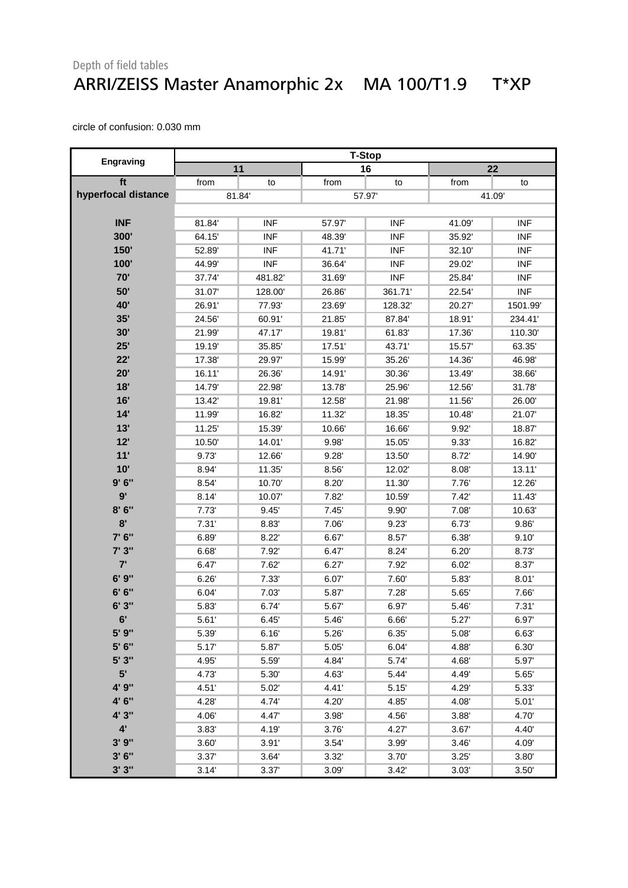Depth of field tables

# ARRI/ZEISS Master Anamorphic 2x MA 100/T1.9 T*XP

circle of confusion: 0.030 mm

| Engraving | T-Stop | | | | | |
|---|---|---|---|---|---|---|
| | 11 | | 16 | | 22 | |
| ft | from | to | from | to | from | to |
| hyperfocal distance | 81.84' | | 57.97' | | 41.09' | |
| INF | 81.84' | INF | 57.97' | INF | 41.09' | INF |
| 300' | 64.15' | INF | 48.39' | INF | 35.92' | INF |
| 150' | 52.89' | INF | 41.71' | INF | 32.10' | INF |
| 100' | 44.99' | INF | 36.64' | INF | 29.02' | INF |
| 70' | 37.74' | 481.82' | 31.69' | INF | 25.84' | INF |
| 50' | 31.07' | 128.00' | 26.86' | 361.71' | 22.54' | INF |
| 40' | 26.91' | 77.93' | 23.69' | 128.32' | 20.27' | 1501.99' |
| 35' | 24.56' | 60.91' | 21.85' | 87.84' | 18.91' | 234.41' |
| 30' | 21.99' | 47.17' | 19.81' | 61.83' | 17.36' | 110.30' |
| 25' | 19.19' | 35.85' | 17.51' | 43.71' | 15.57' | 63.35' |
| 22' | 17.38' | 29.97' | 15.99' | 35.26' | 14.36' | 46.98' |
| 20' | 16.11' | 26.36' | 14.91' | 30.36' | 13.49' | 38.66' |
| 18' | 14.79' | 22.98' | 13.78' | 25.96' | 12.56' | 31.78' |
| 16' | 13.42' | 19.81' | 12.58' | 21.98' | 11.56' | 26.00' |
| 14' | 11.99' | 16.82' | 11.32' | 18.35' | 10.48' | 21.07' |
| 13' | 11.25' | 15.39' | 10.66' | 16.66' | 9.92' | 18.87' |
| 12' | 10.50' | 14.01' | 9.98' | 15.05' | 9.33' | 16.82' |
| 11' | 9.73' | 12.66' | 9.28' | 13.50' | 8.72' | 14.90' |
| 10' | 8.94' | 11.35' | 8.56' | 12.02' | 8.08' | 13.11' |
| 9' 6" | 8.54' | 10.70' | 8.20' | 11.30' | 7.76' | 12.26' |
| 9' | 8.14' | 10.07' | 7.82' | 10.59' | 7.42' | 11.43' |
| 8' 6" | 7.73' | 9.45' | 7.45' | 9.90' | 7.08' | 10.63' |
| 8' | 7.31' | 8.83' | 7.06' | 9.23' | 6.73' | 9.86' |
| 7' 6" | 6.89' | 8.22' | 6.67' | 8.57' | 6.38' | 9.10' |
| 7' 3" | 6.68' | 7.92' | 6.47' | 8.24' | 6.20' | 8.73' |
| 7' | 6.47' | 7.62' | 6.27' | 7.92' | 6.02' | 8.37' |
| 6' 9" | 6.26' | 7.33' | 6.07' | 7.60' | 5.83' | 8.01' |
| 6' 6" | 6.04' | 7.03' | 5.87' | 7.28' | 5.65' | 7.66' |
| 6' 3" | 5.83' | 6.74' | 5.67' | 6.97' | 5.46' | 7.31' |
| 6' | 5.61' | 6.45' | 5.46' | 6.66' | 5.27' | 6.97' |
| 5' 9" | 5.39' | 6.16' | 5.26' | 6.35' | 5.08' | 6.63' |
| 5' 6" | 5.17' | 5.87' | 5.05' | 6.04' | 4.88' | 6.30' |
| 5' 3" | 4.95' | 5.59' | 4.84' | 5.74' | 4.68' | 5.97' |
| 5' | 4.73' | 5.30' | 4.63' | 5.44' | 4.49' | 5.65' |
| 4' 9" | 4.51' | 5.02' | 4.41' | 5.15' | 4.29' | 5.33' |
| 4' 6" | 4.28' | 4.74' | 4.20' | 4.85' | 4.08' | 5.01' |
| 4' 3" | 4.06' | 4.47' | 3.98' | 4.56' | 3.88' | 4.70' |
| 4' | 3.83' | 4.19' | 3.76' | 4.27' | 3.67' | 4.40' |
| 3' 9" | 3.60' | 3.91' | 3.54' | 3.99' | 3.46' | 4.09' |
| 3' 6" | 3.37' | 3.64' | 3.32' | 3.70' | 3.25' | 3.80' |
| 3' 3" | 3.14' | 3.37' | 3.09' | 3.42' | 3.03' | 3.50' |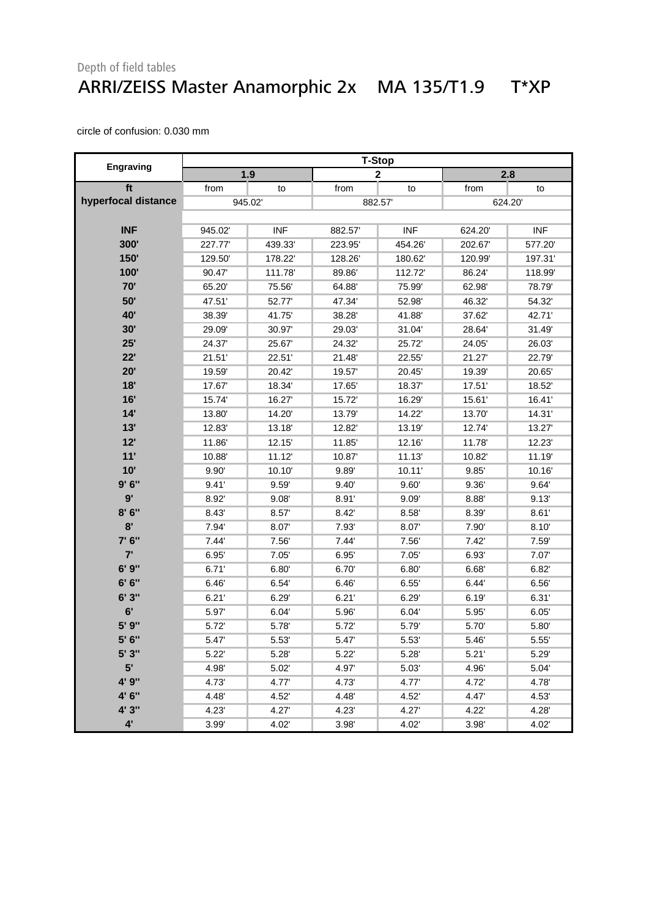Depth of field tables

# ARRI/ZEISS Master Anamorphic 2x    MA 135/T1.9    T*XP

circle of confusion: 0.030 mm

| Engraving | T-Stop | | | | | |
|---|---|---|---|---|---|---|
| | 1.9 | | 2 | | 2.8 | |
| ft | from | to | from | to | from | to |
| hyperfocal distance | 945.02' | | 882.57' | | 624.20' | |
| INF | 945.02' | INF | 882.57' | INF | 624.20' | INF |
| 300' | 227.77' | 439.33' | 223.95' | 454.26' | 202.67' | 577.20' |
| 150' | 129.50' | 178.22' | 128.26' | 180.62' | 120.99' | 197.31' |
| 100' | 90.47' | 111.78' | 89.86' | 112.72' | 86.24' | 118.99' |
| 70' | 65.20' | 75.56' | 64.88' | 75.99' | 62.98' | 78.79' |
| 50' | 47.51' | 52.77' | 47.34' | 52.98' | 46.32' | 54.32' |
| 40' | 38.39' | 41.75' | 38.28' | 41.88' | 37.62' | 42.71' |
| 30' | 29.09' | 30.97' | 29.03' | 31.04' | 28.64' | 31.49' |
| 25' | 24.37' | 25.67' | 24.32' | 25.72' | 24.05' | 26.03' |
| 22' | 21.51' | 22.51' | 21.48' | 22.55' | 21.27' | 22.79' |
| 20' | 19.59' | 20.42' | 19.57' | 20.45' | 19.39' | 20.65' |
| 18' | 17.67' | 18.34' | 17.65' | 18.37' | 17.51' | 18.52' |
| 16' | 15.74' | 16.27' | 15.72' | 16.29' | 15.61' | 16.41' |
| 14' | 13.80' | 14.20' | 13.79' | 14.22' | 13.70' | 14.31' |
| 13' | 12.83' | 13.18' | 12.82' | 13.19' | 12.74' | 13.27' |
| 12' | 11.86' | 12.15' | 11.85' | 12.16' | 11.78' | 12.23' |
| 11' | 10.88' | 11.12' | 10.87' | 11.13' | 10.82' | 11.19' |
| 10' | 9.90' | 10.10' | 9.89' | 10.11' | 9.85' | 10.16' |
| 9' 6'' | 9.41' | 9.59' | 9.40' | 9.60' | 9.36' | 9.64' |
| 9' | 8.92' | 9.08' | 8.91' | 9.09' | 8.88' | 9.13' |
| 8' 6'' | 8.43' | 8.57' | 8.42' | 8.58' | 8.39' | 8.61' |
| 8' | 7.94' | 8.07' | 7.93' | 8.07' | 7.90' | 8.10' |
| 7' 6'' | 7.44' | 7.56' | 7.44' | 7.56' | 7.42' | 7.59' |
| 7' | 6.95' | 7.05' | 6.95' | 7.05' | 6.93' | 7.07' |
| 6' 9'' | 6.71' | 6.80' | 6.70' | 6.80' | 6.68' | 6.82' |
| 6' 6'' | 6.46' | 6.54' | 6.46' | 6.55' | 6.44' | 6.56' |
| 6' 3'' | 6.21' | 6.29' | 6.21' | 6.29' | 6.19' | 6.31' |
| 6' | 5.97' | 6.04' | 5.96' | 6.04' | 5.95' | 6.05' |
| 5' 9'' | 5.72' | 5.78' | 5.72' | 5.79' | 5.70' | 5.80' |
| 5' 6'' | 5.47' | 5.53' | 5.47' | 5.53' | 5.46' | 5.55' |
| 5' 3'' | 5.22' | 5.28' | 5.22' | 5.28' | 5.21' | 5.29' |
| 5' | 4.98' | 5.02' | 4.97' | 5.03' | 4.96' | 5.04' |
| 4' 9'' | 4.73' | 4.77' | 4.73' | 4.77' | 4.72' | 4.78' |
| 4' 6'' | 4.48' | 4.52' | 4.48' | 4.52' | 4.47' | 4.53' |
| 4' 3'' | 4.23' | 4.27' | 4.23' | 4.27' | 4.22' | 4.28' |
| 4' | 3.99' | 4.02' | 3.98' | 4.02' | 3.98' | 4.02' |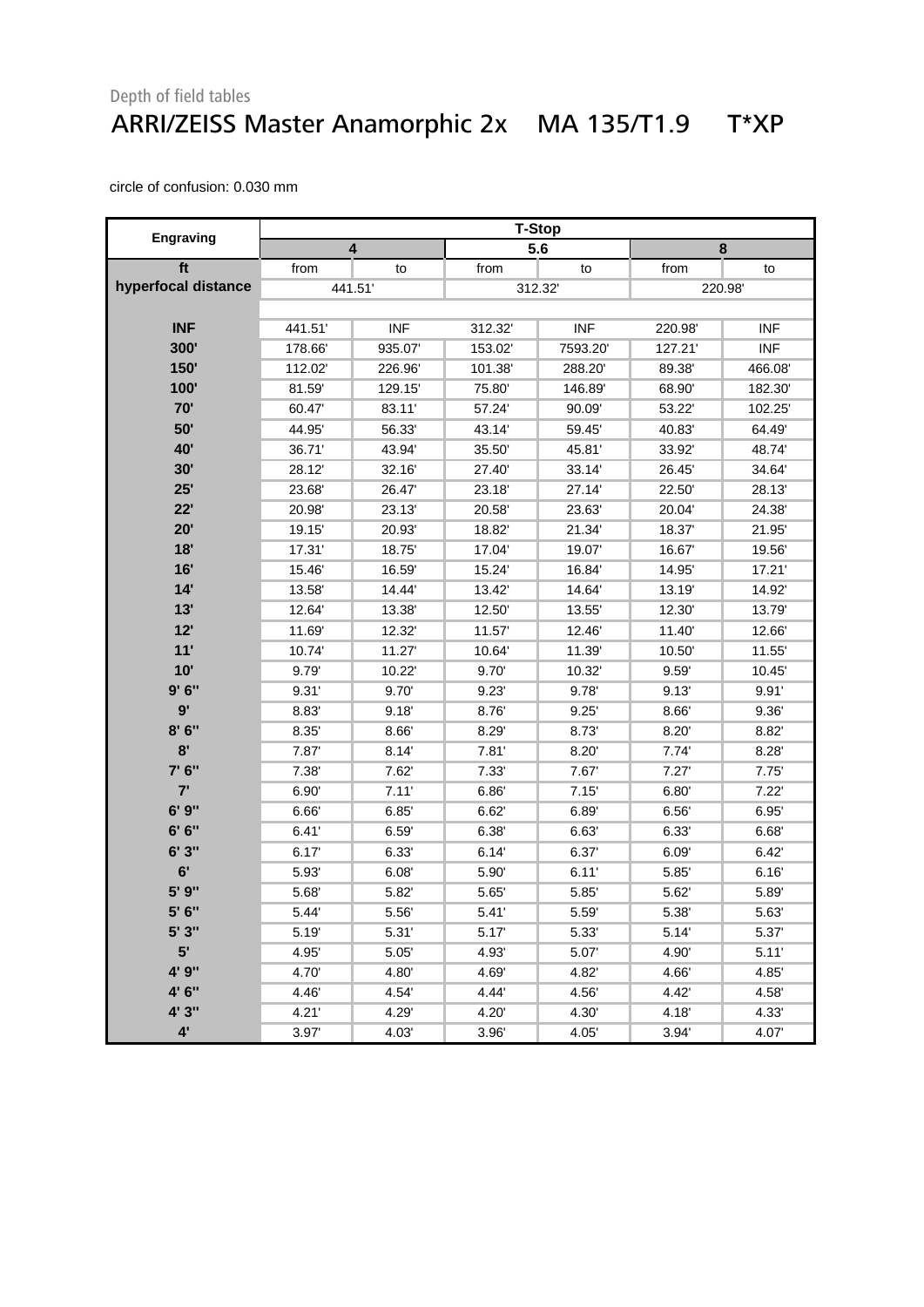Depth of field tables

# ARRI/ZEISS Master Anamorphic 2x MA 135/T1.9 T*XP

circle of confusion: 0.030 mm

| Engraving | T-Stop | | | | | |
|---|---|---|---|---|---|---|
| | 4 | | 5.6 | | 8 | |
| ft | from | to | from | to | from | to |
| hyperfocal distance | 441.51' | | 312.32' | | 220.98' | |
| INF | 441.51' | INF | 312.32' | INF | 220.98' | INF |
| 300' | 178.66' | 935.07' | 153.02' | 7593.20' | 127.21' | INF |
| 150' | 112.02' | 226.96' | 101.38' | 288.20' | 89.38' | 466.08' |
| 100' | 81.59' | 129.15' | 75.80' | 146.89' | 68.90' | 182.30' |
| 70' | 60.47' | 83.11' | 57.24' | 90.09' | 53.22' | 102.25' |
| 50' | 44.95' | 56.33' | 43.14' | 59.45' | 40.83' | 64.49' |
| 40' | 36.71' | 43.94' | 35.50' | 45.81' | 33.92' | 48.74' |
| 30' | 28.12' | 32.16' | 27.40' | 33.14' | 26.45' | 34.64' |
| 25' | 23.68' | 26.47' | 23.18' | 27.14' | 22.50' | 28.13' |
| 22' | 20.98' | 23.13' | 20.58' | 23.63' | 20.04' | 24.38' |
| 20' | 19.15' | 20.93' | 18.82' | 21.34' | 18.37' | 21.95' |
| 18' | 17.31' | 18.75' | 17.04' | 19.07' | 16.67' | 19.56' |
| 16' | 15.46' | 16.59' | 15.24' | 16.84' | 14.95' | 17.21' |
| 14' | 13.58' | 14.44' | 13.42' | 14.64' | 13.19' | 14.92' |
| 13' | 12.64' | 13.38' | 12.50' | 13.55' | 12.30' | 13.79' |
| 12' | 11.69' | 12.32' | 11.57' | 12.46' | 11.40' | 12.66' |
| 11' | 10.74' | 11.27' | 10.64' | 11.39' | 10.50' | 11.55' |
| 10' | 9.79' | 10.22' | 9.70' | 10.32' | 9.59' | 10.45' |
| 9' 6" | 9.31' | 9.70' | 9.23' | 9.78' | 9.13' | 9.91' |
| 9' | 8.83' | 9.18' | 8.76' | 9.25' | 8.66' | 9.36' |
| 8' 6" | 8.35' | 8.66' | 8.29' | 8.73' | 8.20' | 8.82' |
| 8' | 7.87' | 8.14' | 7.81' | 8.20' | 7.74' | 8.28' |
| 7' 6" | 7.38' | 7.62' | 7.33' | 7.67' | 7.27' | 7.75' |
| 7' | 6.90' | 7.11' | 6.86' | 7.15' | 6.80' | 7.22' |
| 6' 9" | 6.66' | 6.85' | 6.62' | 6.89' | 6.56' | 6.95' |
| 6' 6" | 6.41' | 6.59' | 6.38' | 6.63' | 6.33' | 6.68' |
| 6' 3" | 6.17' | 6.33' | 6.14' | 6.37' | 6.09' | 6.42' |
| 6' | 5.93' | 6.08' | 5.90' | 6.11' | 5.85' | 6.16' |
| 5' 9" | 5.68' | 5.82' | 5.65' | 5.85' | 5.62' | 5.89' |
| 5' 6" | 5.44' | 5.56' | 5.41' | 5.59' | 5.38' | 5.63' |
| 5' 3" | 5.19' | 5.31' | 5.17' | 5.33' | 5.14' | 5.37' |
| 5' | 4.95' | 5.05' | 4.93' | 5.07' | 4.90' | 5.11' |
| 4' 9" | 4.70' | 4.80' | 4.69' | 4.82' | 4.66' | 4.85' |
| 4' 6" | 4.46' | 4.54' | 4.44' | 4.56' | 4.42' | 4.58' |
| 4' 3" | 4.21' | 4.29' | 4.20' | 4.30' | 4.18' | 4.33' |
| 4' | 3.97' | 4.03' | 3.96' | 4.05' | 3.94' | 4.07' |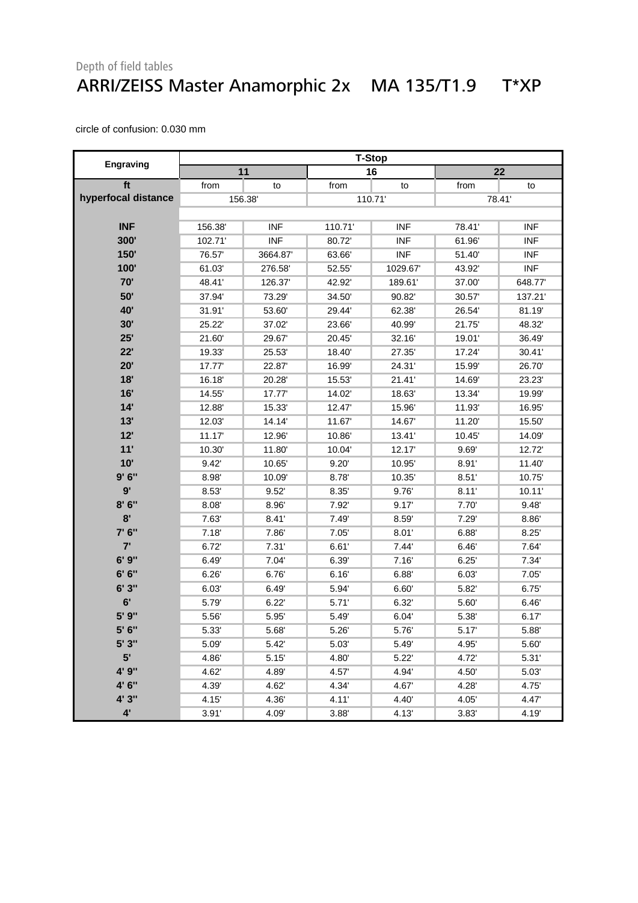Depth of field tables

# ARRI/ZEISS Master Anamorphic 2x MA 135/T1.9 T*XP

circle of confusion: 0.030 mm

| Engraving | T-Stop | | | | | |
|---|---|---|---|---|---|---|
| | 11 | | 16 | | 22 | |
| **ft** | from | to | from | to | from | to |
| **hyperfocal distance** | 156.38' | | 110.71' | | 78.41' | |
| **INF** | 156.38' | INF | 110.71' | INF | 78.41' | INF |
| **300'** | 102.71' | INF | 80.72' | INF | 61.96' | INF |
| **150'** | 76.57' | 3664.87' | 63.66' | INF | 51.40' | INF |
| **100'** | 61.03' | 276.58' | 52.55' | 1029.67' | 43.92' | INF |
| **70'** | 48.41' | 126.37' | 42.92' | 189.61' | 37.00' | 648.77' |
| **50'** | 37.94' | 73.29' | 34.50' | 90.82' | 30.57' | 137.21' |
| **40'** | 31.91' | 53.60' | 29.44' | 62.38' | 26.54' | 81.19' |
| **30'** | 25.22' | 37.02' | 23.66' | 40.99' | 21.75' | 48.32' |
| **25'** | 21.60' | 29.67' | 20.45' | 32.16' | 19.01' | 36.49' |
| **22'** | 19.33' | 25.53' | 18.40' | 27.35' | 17.24' | 30.41' |
| **20'** | 17.77' | 22.87' | 16.99' | 24.31' | 15.99' | 26.70' |
| **18'** | 16.18' | 20.28' | 15.53' | 21.41' | 14.69' | 23.23' |
| **16'** | 14.55' | 17.77' | 14.02' | 18.63' | 13.34' | 19.99' |
| **14'** | 12.88' | 15.33' | 12.47' | 15.96' | 11.93' | 16.95' |
| **13'** | 12.03' | 14.14' | 11.67' | 14.67' | 11.20' | 15.50' |
| **12'** | 11.17' | 12.96' | 10.86' | 13.41' | 10.45' | 14.09' |
| **11'** | 10.30' | 11.80' | 10.04' | 12.17' | 9.69' | 12.72' |
| **10'** | 9.42' | 10.65' | 9.20' | 10.95' | 8.91' | 11.40' |
| **9' 6"** | 8.98' | 10.09' | 8.78' | 10.35' | 8.51' | 10.75' |
| **9'** | 8.53' | 9.52' | 8.35' | 9.76' | 8.11' | 10.11' |
| **8' 6"** | 8.08' | 8.96' | 7.92' | 9.17' | 7.70' | 9.48' |
| **8'** | 7.63' | 8.41' | 7.49' | 8.59' | 7.29' | 8.86' |
| **7' 6"** | 7.18' | 7.86' | 7.05' | 8.01' | 6.88' | 8.25' |
| **7'** | 6.72' | 7.31' | 6.61' | 7.44' | 6.46' | 7.64' |
| **6' 9"** | 6.49' | 7.04' | 6.39' | 7.16' | 6.25' | 7.34' |
| **6' 6"** | 6.26' | 6.76' | 6.16' | 6.88' | 6.03' | 7.05' |
| **6' 3"** | 6.03' | 6.49' | 5.94' | 6.60' | 5.82' | 6.75' |
| **6'** | 5.79' | 6.22' | 5.71' | 6.32' | 5.60' | 6.46' |
| **5' 9"** | 5.56' | 5.95' | 5.49' | 6.04' | 5.38' | 6.17' |
| **5' 6"** | 5.33' | 5.68' | 5.26' | 5.76' | 5.17' | 5.88' |
| **5' 3"** | 5.09' | 5.42' | 5.03' | 5.49' | 4.95' | 5.60' |
| **5'** | 4.86' | 5.15' | 4.80' | 5.22' | 4.72' | 5.31' |
| **4' 9"** | 4.62' | 4.89' | 4.57' | 4.94' | 4.50' | 5.03' |
| **4' 6"** | 4.39' | 4.62' | 4.34' | 4.67' | 4.28' | 4.75' |
| **4' 3"** | 4.15' | 4.36' | 4.11' | 4.40' | 4.05' | 4.47' |
| **4'** | 3.91' | 4.09' | 3.88' | 4.13' | 3.83' | 4.19' |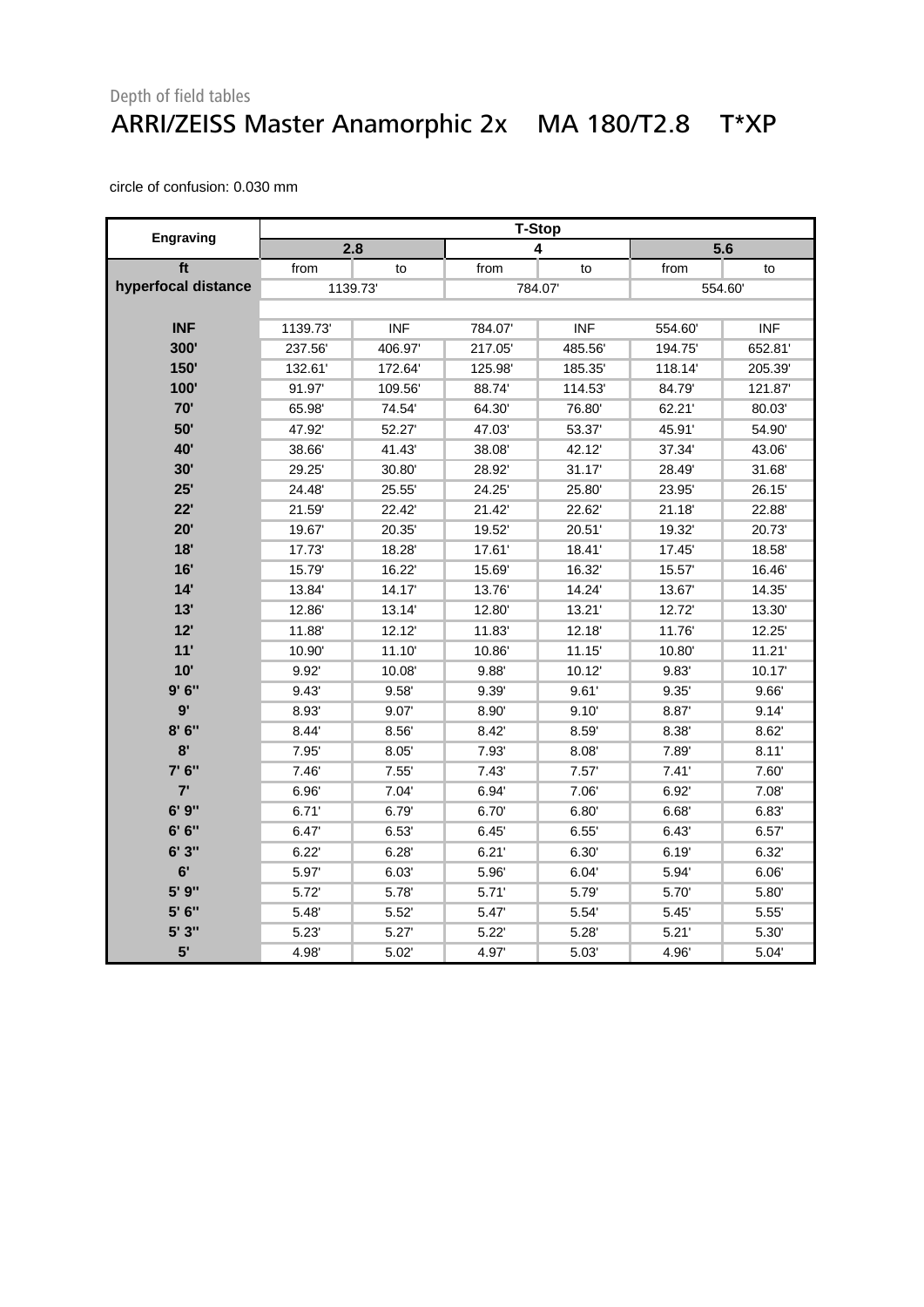Depth of field tables

# ARRI/ZEISS Master Anamorphic 2x    MA 180/T2.8    T*XP

circle of confusion: 0.030 mm

| Engraving | T-Stop | | | | | |
|---|---|---|---|---|---|---|
| | 2.8 | | 4 | | 5.6 | |
| ft | from | to | from | to | from | to |
| hyperfocal distance | 1139.73' | | 784.07' | | 554.60' | |
| INF | 1139.73' | INF | 784.07' | INF | 554.60' | INF |
| 300' | 237.56' | 406.97' | 217.05' | 485.56' | 194.75' | 652.81' |
| 150' | 132.61' | 172.64' | 125.98' | 185.35' | 118.14' | 205.39' |
| 100' | 91.97' | 109.56' | 88.74' | 114.53' | 84.79' | 121.87' |
| 70' | 65.98' | 74.54' | 64.30' | 76.80' | 62.21' | 80.03' |
| 50' | 47.92' | 52.27' | 47.03' | 53.37' | 45.91' | 54.90' |
| 40' | 38.66' | 41.43' | 38.08' | 42.12' | 37.34' | 43.06' |
| 30' | 29.25' | 30.80' | 28.92' | 31.17' | 28.49' | 31.68' |
| 25' | 24.48' | 25.55' | 24.25' | 25.80' | 23.95' | 26.15' |
| 22' | 21.59' | 22.42' | 21.42' | 22.62' | 21.18' | 22.88' |
| 20' | 19.67' | 20.35' | 19.52' | 20.51' | 19.32' | 20.73' |
| 18' | 17.73' | 18.28' | 17.61' | 18.41' | 17.45' | 18.58' |
| 16' | 15.79' | 16.22' | 15.69' | 16.32' | 15.57' | 16.46' |
| 14' | 13.84' | 14.17' | 13.76' | 14.24' | 13.67' | 14.35' |
| 13' | 12.86' | 13.14' | 12.80' | 13.21' | 12.72' | 13.30' |
| 12' | 11.88' | 12.12' | 11.83' | 12.18' | 11.76' | 12.25' |
| 11' | 10.90' | 11.10' | 10.86' | 11.15' | 10.80' | 11.21' |
| 10' | 9.92' | 10.08' | 9.88' | 10.12' | 9.83' | 10.17' |
| 9' 6" | 9.43' | 9.58' | 9.39' | 9.61' | 9.35' | 9.66' |
| 9' | 8.93' | 9.07' | 8.90' | 9.10' | 8.87' | 9.14' |
| 8' 6" | 8.44' | 8.56' | 8.42' | 8.59' | 8.38' | 8.62' |
| 8' | 7.95' | 8.05' | 7.93' | 8.08' | 7.89' | 8.11' |
| 7' 6" | 7.46' | 7.55' | 7.43' | 7.57' | 7.41' | 7.60' |
| 7' | 6.96' | 7.04' | 6.94' | 7.06' | 6.92' | 7.08' |
| 6' 9" | 6.71' | 6.79' | 6.70' | 6.80' | 6.68' | 6.83' |
| 6' 6" | 6.47' | 6.53' | 6.45' | 6.55' | 6.43' | 6.57' |
| 6' 3" | 6.22' | 6.28' | 6.21' | 6.30' | 6.19' | 6.32' |
| 6' | 5.97' | 6.03' | 5.96' | 6.04' | 5.94' | 6.06' |
| 5' 9" | 5.72' | 5.78' | 5.71' | 5.79' | 5.70' | 5.80' |
| 5' 6" | 5.48' | 5.52' | 5.47' | 5.54' | 5.45' | 5.55' |
| 5' 3" | 5.23' | 5.27' | 5.22' | 5.28' | 5.21' | 5.30' |
| 5' | 4.98' | 5.02' | 4.97' | 5.03' | 4.96' | 5.04' |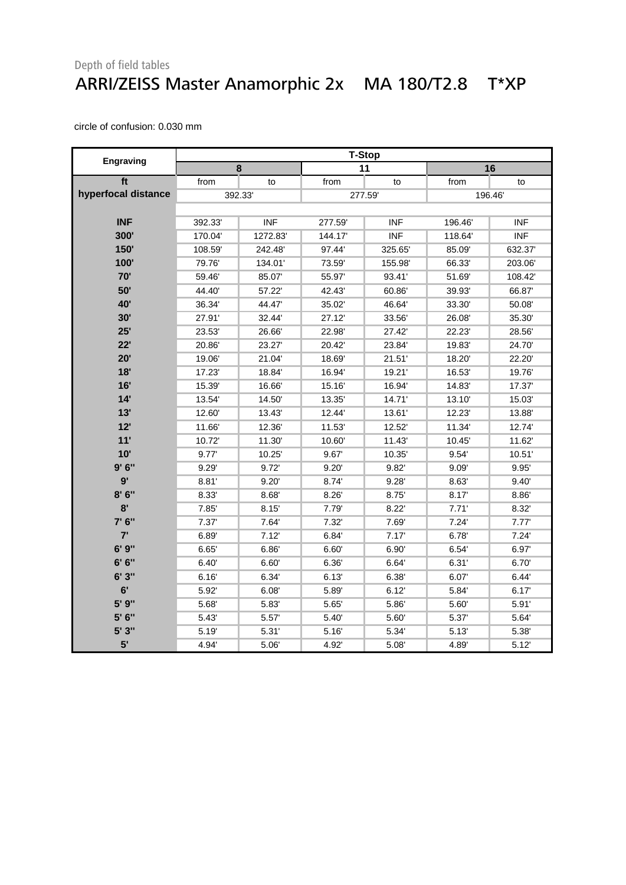Depth of field tables

# ARRI/ZEISS Master Anamorphic 2x MA 180/T2.8 T*XP

circle of confusion: 0.030 mm

| Engraving | T-Stop | | | | | |
|---|---|---|---|---|---|---|
| | 8 | | 11 | | 16 | |
| ft | from | to | from | to | from | to |
| hyperfocal distance | 392.33' | | 277.59' | | 196.46' | |
| INF | 392.33' | INF | 277.59' | INF | 196.46' | INF |
| 300' | 170.04' | 1272.83' | 144.17' | INF | 118.64' | INF |
| 150' | 108.59' | 242.48' | 97.44' | 325.65' | 85.09' | 632.37' |
| 100' | 79.76' | 134.01' | 73.59' | 155.98' | 66.33' | 203.06' |
| 70' | 59.46' | 85.07' | 55.97' | 93.41' | 51.69' | 108.42' |
| 50' | 44.40' | 57.22' | 42.43' | 60.86' | 39.93' | 66.87' |
| 40' | 36.34' | 44.47' | 35.02' | 46.64' | 33.30' | 50.08' |
| 30' | 27.91' | 32.44' | 27.12' | 33.56' | 26.08' | 35.30' |
| 25' | 23.53' | 26.66' | 22.98' | 27.42' | 22.23' | 28.56' |
| 22' | 20.86' | 23.27' | 20.42' | 23.84' | 19.83' | 24.70' |
| 20' | 19.06' | 21.04' | 18.69' | 21.51' | 18.20' | 22.20' |
| 18' | 17.23' | 18.84' | 16.94' | 19.21' | 16.53' | 19.76' |
| 16' | 15.39' | 16.66' | 15.16' | 16.94' | 14.83' | 17.37' |
| 14' | 13.54' | 14.50' | 13.35' | 14.71' | 13.10' | 15.03' |
| 13' | 12.60' | 13.43' | 12.44' | 13.61' | 12.23' | 13.88' |
| 12' | 11.66' | 12.36' | 11.53' | 12.52' | 11.34' | 12.74' |
| 11' | 10.72' | 11.30' | 10.60' | 11.43' | 10.45' | 11.62' |
| 10' | 9.77' | 10.25' | 9.67' | 10.35' | 9.54' | 10.51' |
| 9' 6" | 9.29' | 9.72' | 9.20' | 9.82' | 9.09' | 9.95' |
| 9' | 8.81' | 9.20' | 8.74' | 9.28' | 8.63' | 9.40' |
| 8' 6" | 8.33' | 8.68' | 8.26' | 8.75' | 8.17' | 8.86' |
| 8' | 7.85' | 8.15' | 7.79' | 8.22' | 7.71' | 8.32' |
| 7' 6" | 7.37' | 7.64' | 7.32' | 7.69' | 7.24' | 7.77' |
| 7' | 6.89' | 7.12' | 6.84' | 7.17' | 6.78' | 7.24' |
| 6' 9" | 6.65' | 6.86' | 6.60' | 6.90' | 6.54' | 6.97' |
| 6' 6" | 6.40' | 6.60' | 6.36' | 6.64' | 6.31' | 6.70' |
| 6' 3" | 6.16' | 6.34' | 6.13' | 6.38' | 6.07' | 6.44' |
| 6' | 5.92' | 6.08' | 5.89' | 6.12' | 5.84' | 6.17' |
| 5' 9" | 5.68' | 5.83' | 5.65' | 5.86' | 5.60' | 5.91' |
| 5' 6" | 5.43' | 5.57' | 5.40' | 5.60' | 5.37' | 5.64' |
| 5' 3" | 5.19' | 5.31' | 5.16' | 5.34' | 5.13' | 5.38' |
| 5' | 4.94' | 5.06' | 4.92' | 5.08' | 4.89' | 5.12' |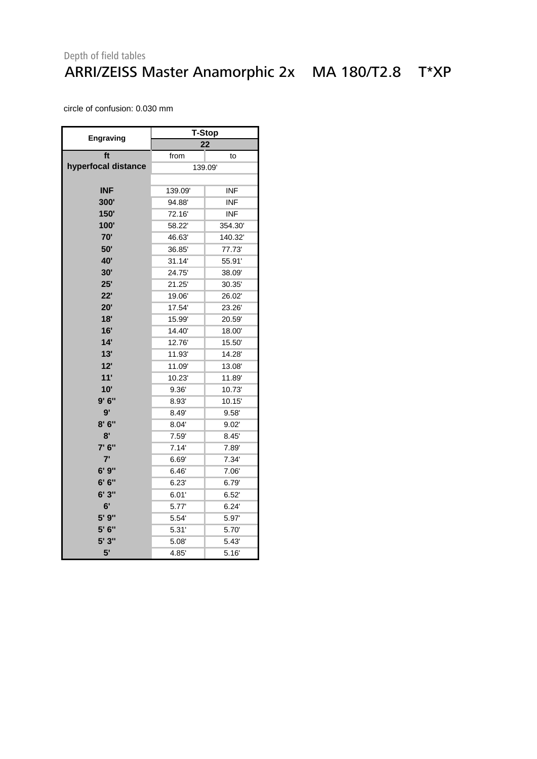Depth of field tables

# ARRI/ZEISS Master Anamorphic 2x MA 180/T2.8 T*XP

circle of confusion: 0.030 mm

| Engraving | T-Stop | |
|---|---|---|
| | 22 | |
| ft | from | to |
| hyperfocal distance | 139.09' | |
| | | |
| INF | 139.09' | INF |
| 300' | 94.88' | INF |
| 150' | 72.16' | INF |
| 100' | 58.22' | 354.30' |
| 70' | 46.63' | 140.32' |
| 50' | 36.85' | 77.73' |
| 40' | 31.14' | 55.91' |
| 30' | 24.75' | 38.09' |
| 25' | 21.25' | 30.35' |
| 22' | 19.06' | 26.02' |
| 20' | 17.54' | 23.26' |
| 18' | 15.99' | 20.59' |
| 16' | 14.40' | 18.00' |
| 14' | 12.76' | 15.50' |
| 13' | 11.93' | 14.28' |
| 12' | 11.09' | 13.08' |
| 11' | 10.23' | 11.89' |
| 10' | 9.36' | 10.73' |
| 9' 6'' | 8.93' | 10.15' |
| 9' | 8.49' | 9.58' |
| 8' 6'' | 8.04' | 9.02' |
| 8' | 7.59' | 8.45' |
| 7' 6'' | 7.14' | 7.89' |
| 7' | 6.69' | 7.34' |
| 6' 9'' | 6.46' | 7.06' |
| 6' 6'' | 6.23' | 6.79' |
| 6' 3'' | 6.01' | 6.52' |
| 6' | 5.77' | 6.24' |
| 5' 9'' | 5.54' | 5.97' |
| 5' 6'' | 5.31' | 5.70' |
| 5' 3'' | 5.08' | 5.43' |
| 5' | 4.85' | 5.16' |